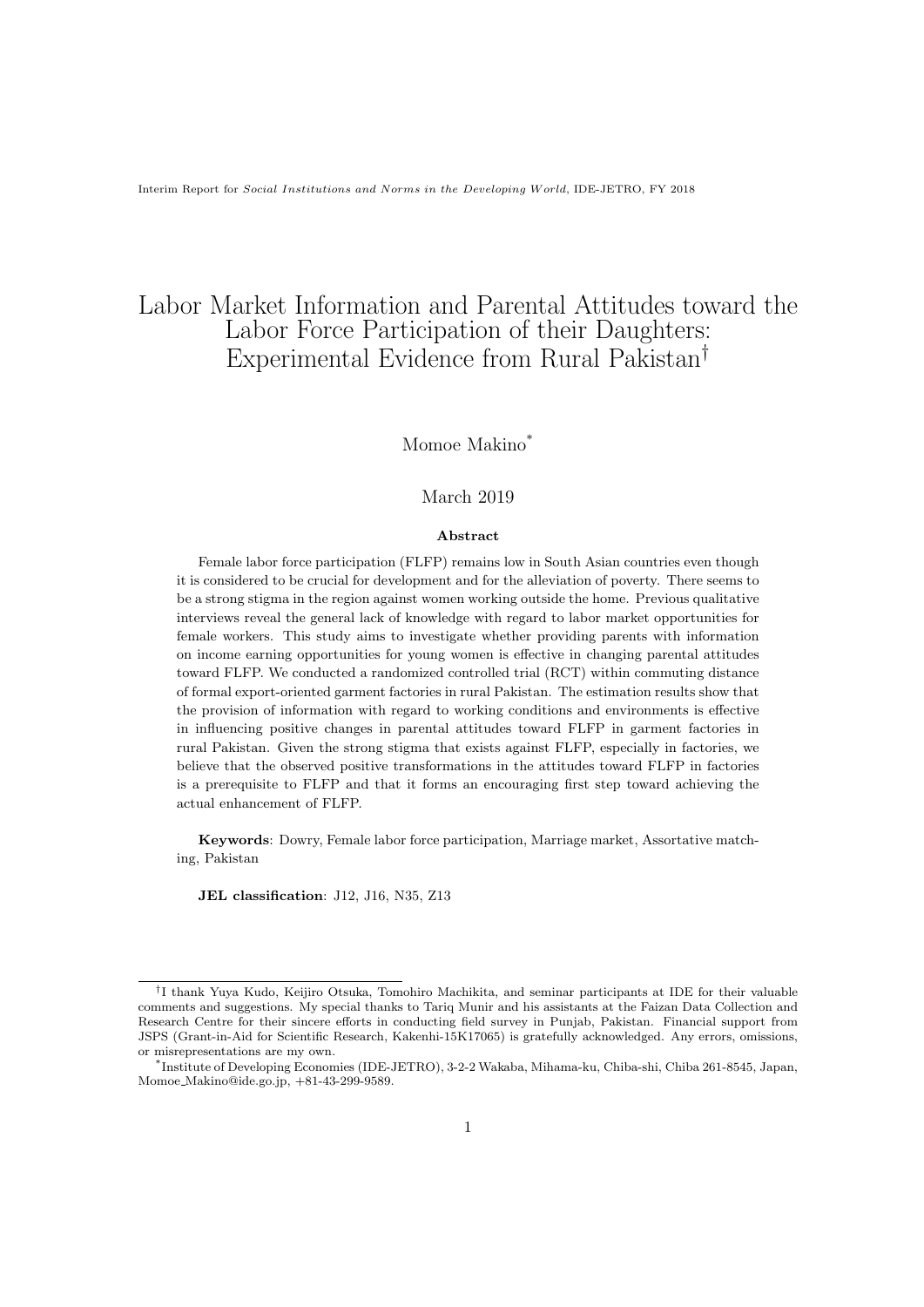Interim Report for *Social Institutions and Norms in the Developing World*, IDE-JETRO, FY 2018

# Labor Market Information and Parental Attitudes toward the Labor Force Participation of their Daughters: Experimental Evidence from Rural Pakistan[†]

Momoe Makino[*]

March 2019

**Abstract**

Female labor force participation (FLFP) remains low in South Asian countries even though it is considered to be crucial for development and for the alleviation of poverty. There seems to be a strong stigma in the region against women working outside the home. Previous qualitative interviews reveal the general lack of knowledge with regard to labor market opportunities for female workers. This study aims to investigate whether providing parents with information on income earning opportunities for young women is effective in changing parental attitudes toward FLFP. We conducted a randomized controlled trial (RCT) within commuting distance of formal export-oriented garment factories in rural Pakistan. The estimation results show that the provision of information with regard to working conditions and environments is effective in influencing positive changes in parental attitudes toward FLFP in garment factories in rural Pakistan. Given the strong stigma that exists against FLFP, especially in factories, we believe that the observed positive transformations in the attitudes toward FLFP in factories is a prerequisite to FLFP and that it forms an encouraging first step toward achieving the actual enhancement of FLFP.

**Keywords**: Dowry, Female labor force participation, Marriage market, Assortative matching, Pakistan

**JEL classification**: J12, J16, N35, Z13

---

[†] I thank Yuya Kudo, Keijiro Otsuka, Tomohiro Machikita, and seminar participants at IDE for their valuable comments and suggestions. My special thanks to Tariq Munir and his assistants at the Faizan Data Collection and Research Centre for their sincere efforts in conducting field survey in Punjab, Pakistan. Financial support from JSPS (Grant-in-Aid for Scientific Research, Kakenhi-15K17065) is gratefully acknowledged. Any errors, omissions, or misrepresentations are my own.

[*] Institute of Developing Economies (IDE-JETRO), 3-2-2 Wakaba, Mihama-ku, Chiba-shi, Chiba 261-8545, Japan, Momoe_Makino@ide.go.jp, +81-43-299-9589.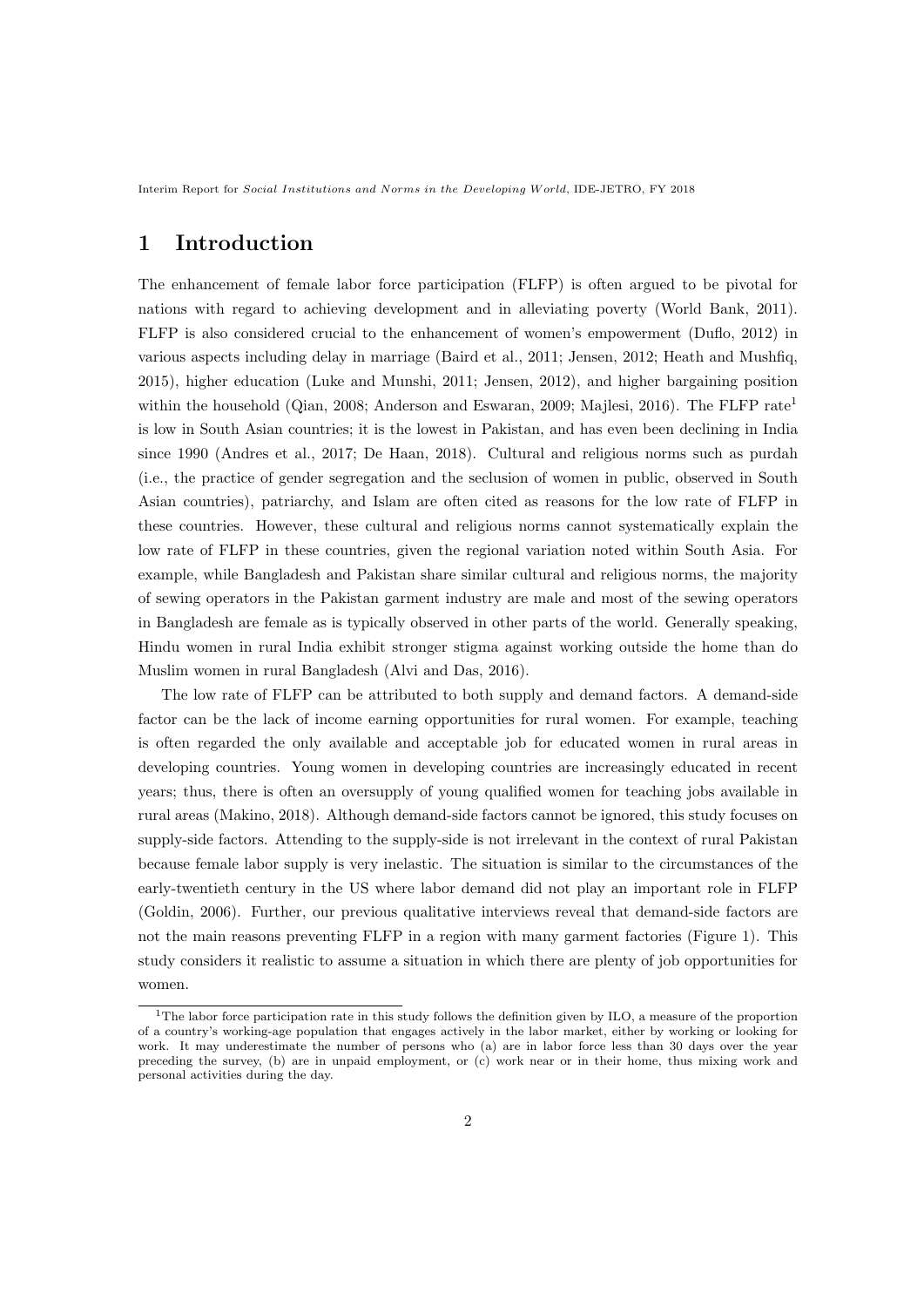# 1 Introduction

The enhancement of female labor force participation (FLFP) is often argued to be pivotal for nations with regard to achieving development and in alleviating poverty (World Bank, 2011). FLFP is also considered crucial to the enhancement of women's empowerment (Duflo, 2012) in various aspects including delay in marriage (Baird et al., 2011; Jensen, 2012; Heath and Mushfiq, 2015), higher education (Luke and Munshi, 2011; Jensen, 2012), and higher bargaining position within the household (Qian, 2008; Anderson and Eswaran, 2009; Majlesi, 2016). The FLFP rate[1] is low in South Asian countries; it is the lowest in Pakistan, and has even been declining in India since 1990 (Andres et al., 2017; De Haan, 2018). Cultural and religious norms such as purdah (i.e., the practice of gender segregation and the seclusion of women in public, observed in South Asian countries), patriarchy, and Islam are often cited as reasons for the low rate of FLFP in these countries. However, these cultural and religious norms cannot systematically explain the low rate of FLFP in these countries, given the regional variation noted within South Asia. For example, while Bangladesh and Pakistan share similar cultural and religious norms, the majority of sewing operators in the Pakistan garment industry are male and most of the sewing operators in Bangladesh are female as is typically observed in other parts of the world. Generally speaking, Hindu women in rural India exhibit stronger stigma against working outside the home than do Muslim women in rural Bangladesh (Alvi and Das, 2016).

The low rate of FLFP can be attributed to both supply and demand factors. A demand-side factor can be the lack of income earning opportunities for rural women. For example, teaching is often regarded the only available and acceptable job for educated women in rural areas in developing countries. Young women in developing countries are increasingly educated in recent years; thus, there is often an oversupply of young qualified women for teaching jobs available in rural areas (Makino, 2018). Although demand-side factors cannot be ignored, this study focuses on supply-side factors. Attending to the supply-side is not irrelevant in the context of rural Pakistan because female labor supply is very inelastic. The situation is similar to the circumstances of the early-twentieth century in the US where labor demand did not play an important role in FLFP (Goldin, 2006). Further, our previous qualitative interviews reveal that demand-side factors are not the main reasons preventing FLFP in a region with many garment factories (Figure 1). This study considers it realistic to assume a situation in which there are plenty of job opportunities for women.

[1] The labor force participation rate in this study follows the definition given by ILO, a measure of the proportion of a country's working-age population that engages actively in the labor market, either by working or looking for work. It may underestimate the number of persons who (a) are in labor force less than 30 days over the year preceding the survey, (b) are in unpaid employment, or (c) work near or in their home, thus mixing work and personal activities during the day.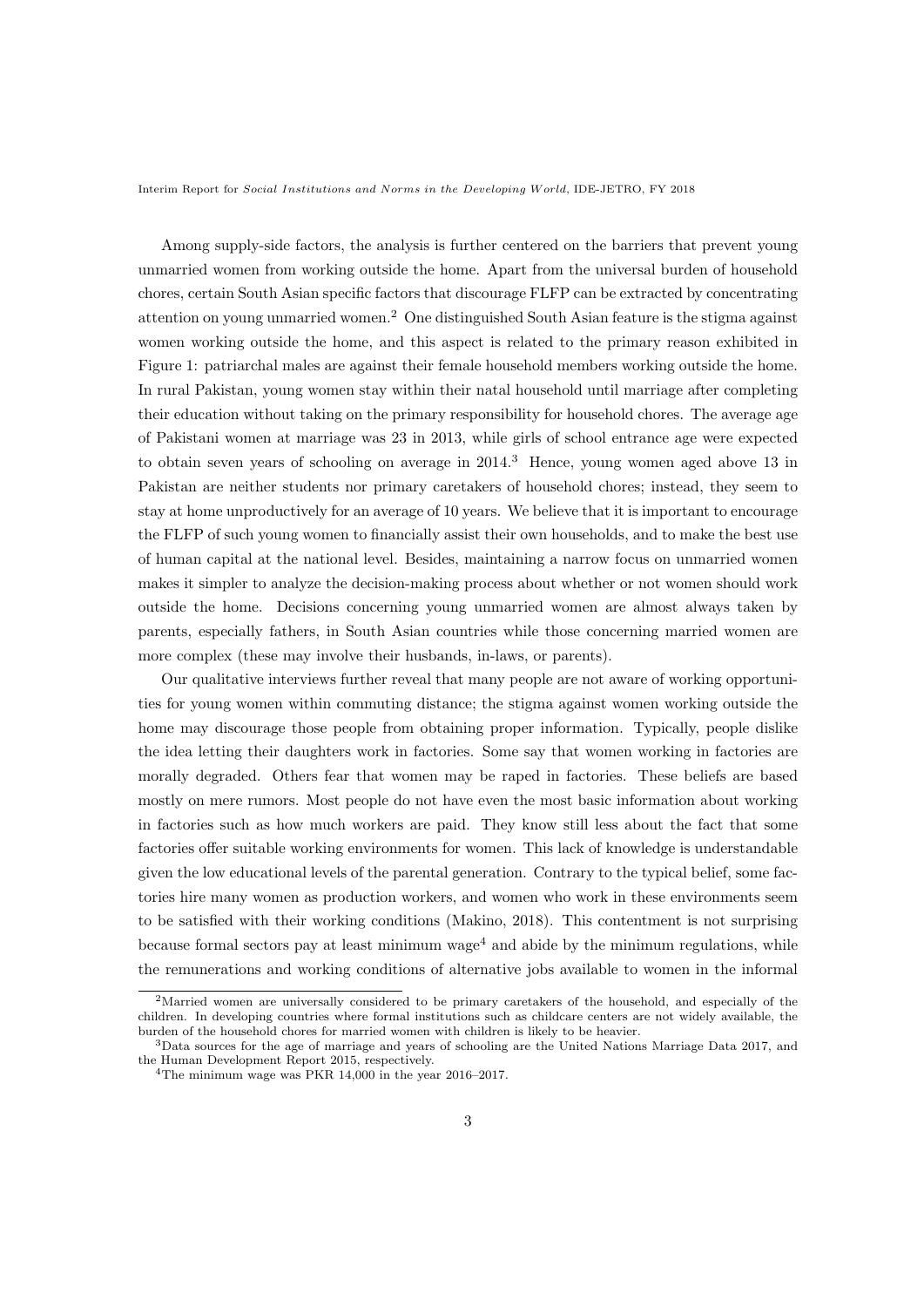Among supply-side factors, the analysis is further centered on the barriers that prevent young unmarried women from working outside the home. Apart from the universal burden of household chores, certain South Asian specific factors that discourage FLFP can be extracted by concentrating attention on young unmarried women.[2] One distinguished South Asian feature is the stigma against women working outside the home, and this aspect is related to the primary reason exhibited in Figure 1: patriarchal males are against their female household members working outside the home. In rural Pakistan, young women stay within their natal household until marriage after completing their education without taking on the primary responsibility for household chores. The average age of Pakistani women at marriage was 23 in 2013, while girls of school entrance age were expected to obtain seven years of schooling on average in 2014.[3] Hence, young women aged above 13 in Pakistan are neither students nor primary caretakers of household chores; instead, they seem to stay at home unproductively for an average of 10 years. We believe that it is important to encourage the FLFP of such young women to financially assist their own households, and to make the best use of human capital at the national level. Besides, maintaining a narrow focus on unmarried women makes it simpler to analyze the decision-making process about whether or not women should work outside the home. Decisions concerning young unmarried women are almost always taken by parents, especially fathers, in South Asian countries while those concerning married women are more complex (these may involve their husbands, in-laws, or parents).

Our qualitative interviews further reveal that many people are not aware of working opportunities for young women within commuting distance; the stigma against women working outside the home may discourage those people from obtaining proper information. Typically, people dislike the idea letting their daughters work in factories. Some say that women working in factories are morally degraded. Others fear that women may be raped in factories. These beliefs are based mostly on mere rumors. Most people do not have even the most basic information about working in factories such as how much workers are paid. They know still less about the fact that some factories offer suitable working environments for women. This lack of knowledge is understandable given the low educational levels of the parental generation. Contrary to the typical belief, some factories hire many women as production workers, and women who work in these environments seem to be satisfied with their working conditions (Makino, 2018). This contentment is not surprising because formal sectors pay at least minimum wage[4] and abide by the minimum regulations, while the remunerations and working conditions of alternative jobs available to women in the informal

[2] Married women are universally considered to be primary caretakers of the household, and especially of the children. In developing countries where formal institutions such as childcare centers are not widely available, the burden of the household chores for married women with children is likely to be heavier.

[3] Data sources for the age of marriage and years of schooling are the United Nations Marriage Data 2017, and the Human Development Report 2015, respectively.

[4] The minimum wage was PKR 14,000 in the year 2016–2017.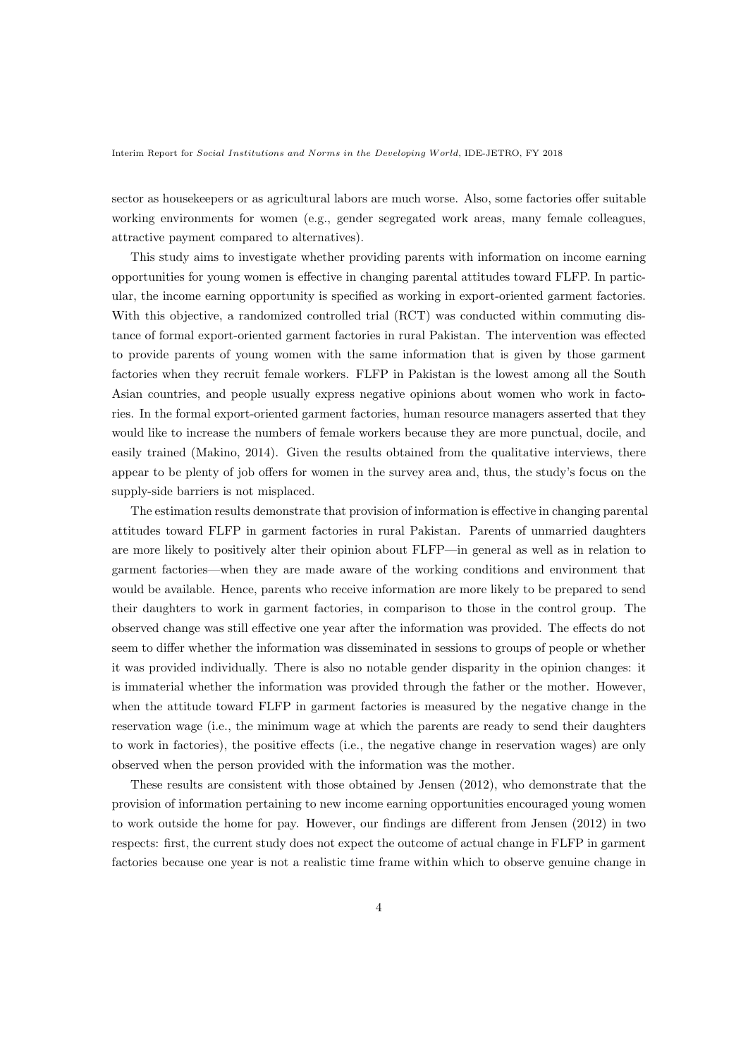sector as housekeepers or as agricultural labors are much worse. Also, some factories offer suitable working environments for women (e.g., gender segregated work areas, many female colleagues, attractive payment compared to alternatives).

This study aims to investigate whether providing parents with information on income earning opportunities for young women is effective in changing parental attitudes toward FLFP. In particular, the income earning opportunity is specified as working in export-oriented garment factories. With this objective, a randomized controlled trial (RCT) was conducted within commuting distance of formal export-oriented garment factories in rural Pakistan. The intervention was effected to provide parents of young women with the same information that is given by those garment factories when they recruit female workers. FLFP in Pakistan is the lowest among all the South Asian countries, and people usually express negative opinions about women who work in factories. In the formal export-oriented garment factories, human resource managers asserted that they would like to increase the numbers of female workers because they are more punctual, docile, and easily trained (Makino, 2014). Given the results obtained from the qualitative interviews, there appear to be plenty of job offers for women in the survey area and, thus, the study's focus on the supply-side barriers is not misplaced.

The estimation results demonstrate that provision of information is effective in changing parental attitudes toward FLFP in garment factories in rural Pakistan. Parents of unmarried daughters are more likely to positively alter their opinion about FLFP—in general as well as in relation to garment factories—when they are made aware of the working conditions and environment that would be available. Hence, parents who receive information are more likely to be prepared to send their daughters to work in garment factories, in comparison to those in the control group. The observed change was still effective one year after the information was provided. The effects do not seem to differ whether the information was disseminated in sessions to groups of people or whether it was provided individually. There is also no notable gender disparity in the opinion changes: it is immaterial whether the information was provided through the father or the mother. However, when the attitude toward FLFP in garment factories is measured by the negative change in the reservation wage (i.e., the minimum wage at which the parents are ready to send their daughters to work in factories), the positive effects (i.e., the negative change in reservation wages) are only observed when the person provided with the information was the mother.

These results are consistent with those obtained by Jensen (2012), who demonstrate that the provision of information pertaining to new income earning opportunities encouraged young women to work outside the home for pay. However, our findings are different from Jensen (2012) in two respects: first, the current study does not expect the outcome of actual change in FLFP in garment factories because one year is not a realistic time frame within which to observe genuine change in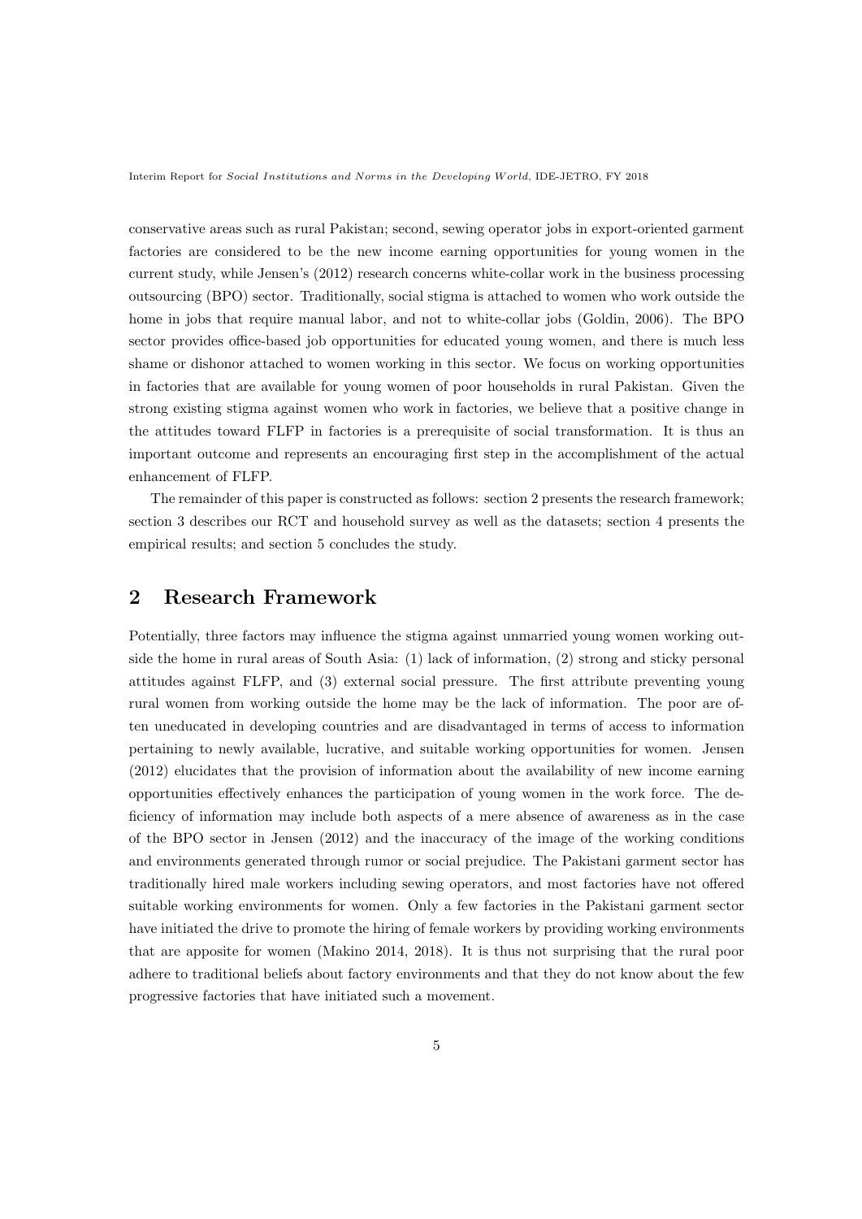conservative areas such as rural Pakistan; second, sewing operator jobs in export-oriented garment factories are considered to be the new income earning opportunities for young women in the current study, while Jensen's (2012) research concerns white-collar work in the business processing outsourcing (BPO) sector. Traditionally, social stigma is attached to women who work outside the home in jobs that require manual labor, and not to white-collar jobs (Goldin, 2006). The BPO sector provides office-based job opportunities for educated young women, and there is much less shame or dishonor attached to women working in this sector. We focus on working opportunities in factories that are available for young women of poor households in rural Pakistan. Given the strong existing stigma against women who work in factories, we believe that a positive change in the attitudes toward FLFP in factories is a prerequisite of social transformation. It is thus an important outcome and represents an encouraging first step in the accomplishment of the actual enhancement of FLFP.

The remainder of this paper is constructed as follows: section 2 presents the research framework; section 3 describes our RCT and household survey as well as the datasets; section 4 presents the empirical results; and section 5 concludes the study.

## 2 Research Framework

Potentially, three factors may influence the stigma against unmarried young women working outside the home in rural areas of South Asia: (1) lack of information, (2) strong and sticky personal attitudes against FLFP, and (3) external social pressure. The first attribute preventing young rural women from working outside the home may be the lack of information. The poor are often uneducated in developing countries and are disadvantaged in terms of access to information pertaining to newly available, lucrative, and suitable working opportunities for women. Jensen (2012) elucidates that the provision of information about the availability of new income earning opportunities effectively enhances the participation of young women in the work force. The deficiency of information may include both aspects of a mere absence of awareness as in the case of the BPO sector in Jensen (2012) and the inaccuracy of the image of the working conditions and environments generated through rumor or social prejudice. The Pakistani garment sector has traditionally hired male workers including sewing operators, and most factories have not offered suitable working environments for women. Only a few factories in the Pakistani garment sector have initiated the drive to promote the hiring of female workers by providing working environments that are apposite for women (Makino 2014, 2018). It is thus not surprising that the rural poor adhere to traditional beliefs about factory environments and that they do not know about the few progressive factories that have initiated such a movement.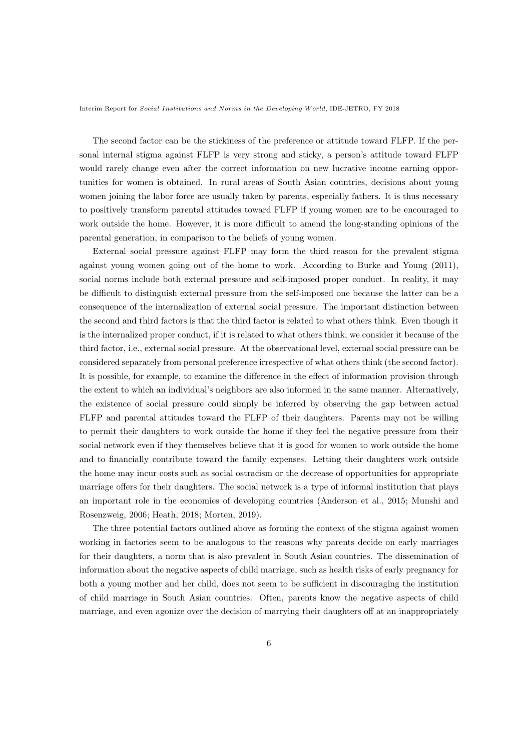The second factor can be the stickiness of the preference or attitude toward FLFP. If the personal internal stigma against FLFP is very strong and sticky, a person's attitude toward FLFP would rarely change even after the correct information on new lucrative income earning opportunities for women is obtained. In rural areas of South Asian countries, decisions about young women joining the labor force are usually taken by parents, especially fathers. It is thus necessary to positively transform parental attitudes toward FLFP if young women are to be encouraged to work outside the home. However, it is more difficult to amend the long-standing opinions of the parental generation, in comparison to the beliefs of young women.

External social pressure against FLFP may form the third reason for the prevalent stigma against young women going out of the home to work. According to Burke and Young (2011), social norms include both external pressure and self-imposed proper conduct. In reality, it may be difficult to distinguish external pressure from the self-imposed one because the latter can be a consequence of the internalization of external social pressure. The important distinction between the second and third factors is that the third factor is related to what others think. Even though it is the internalized proper conduct, if it is related to what others think, we consider it because of the third factor, i.e., external social pressure. At the observational level, external social pressure can be considered separately from personal preference irrespective of what others think (the second factor). It is possible, for example, to examine the difference in the effect of information provision through the extent to which an individual's neighbors are also informed in the same manner. Alternatively, the existence of social pressure could simply be inferred by observing the gap between actual FLFP and parental attitudes toward the FLFP of their daughters. Parents may not be willing to permit their daughters to work outside the home if they feel the negative pressure from their social network even if they themselves believe that it is good for women to work outside the home and to financially contribute toward the family expenses. Letting their daughters work outside the home may incur costs such as social ostracism or the decrease of opportunities for appropriate marriage offers for their daughters. The social network is a type of informal institution that plays an important role in the economies of developing countries (Anderson et al., 2015; Munshi and Rosenzweig, 2006; Heath, 2018; Morten, 2019).

The three potential factors outlined above as forming the context of the stigma against women working in factories seem to be analogous to the reasons why parents decide on early marriages for their daughters, a norm that is also prevalent in South Asian countries. The dissemination of information about the negative aspects of child marriage, such as health risks of early pregnancy for both a young mother and her child, does not seem to be sufficient in discouraging the institution of child marriage in South Asian countries. Often, parents know the negative aspects of child marriage, and even agonize over the decision of marrying their daughters off at an inappropriately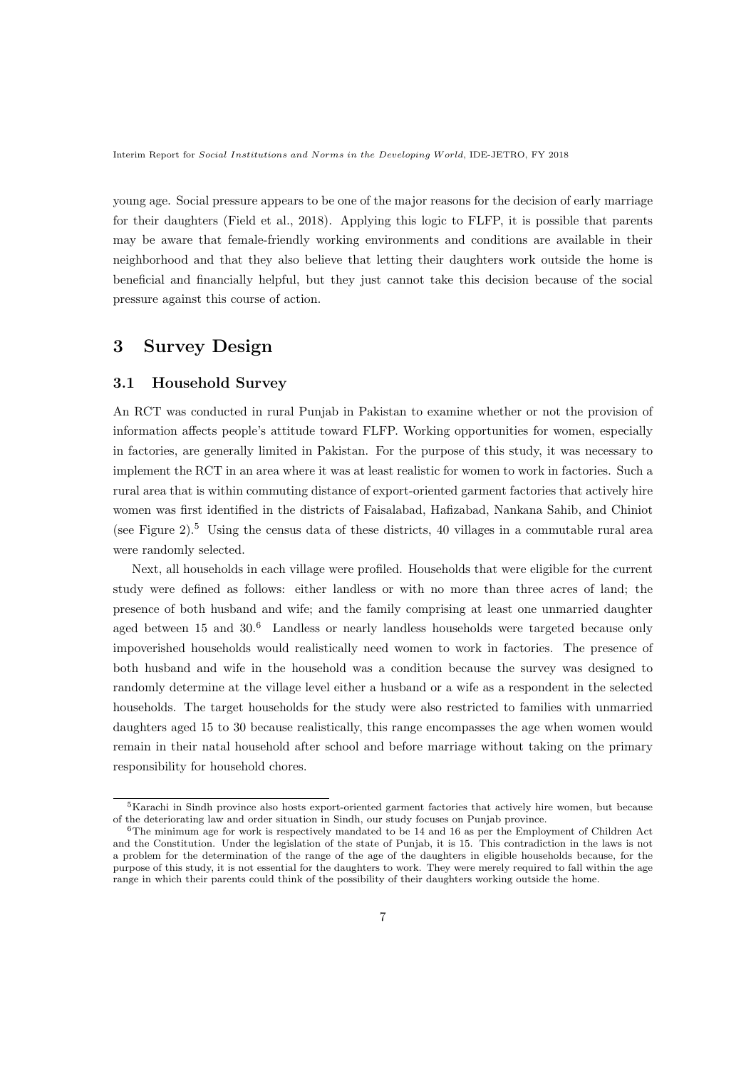young age. Social pressure appears to be one of the major reasons for the decision of early marriage for their daughters (Field et al., 2018). Applying this logic to FLFP, it is possible that parents may be aware that female-friendly working environments and conditions are available in their neighborhood and that they also believe that letting their daughters work outside the home is beneficial and financially helpful, but they just cannot take this decision because of the social pressure against this course of action.

## 3 Survey Design

### 3.1 Household Survey

An RCT was conducted in rural Punjab in Pakistan to examine whether or not the provision of information affects people's attitude toward FLFP. Working opportunities for women, especially in factories, are generally limited in Pakistan. For the purpose of this study, it was necessary to implement the RCT in an area where it was at least realistic for women to work in factories. Such a rural area that is within commuting distance of export-oriented garment factories that actively hire women was first identified in the districts of Faisalabad, Hafizabad, Nankana Sahib, and Chiniot (see Figure 2).[5] Using the census data of these districts, 40 villages in a commutable rural area were randomly selected.

Next, all households in each village were profiled. Households that were eligible for the current study were defined as follows: either landless or with no more than three acres of land; the presence of both husband and wife; and the family comprising at least one unmarried daughter aged between 15 and 30.[6] Landless or nearly landless households were targeted because only impoverished households would realistically need women to work in factories. The presence of both husband and wife in the household was a condition because the survey was designed to randomly determine at the village level either a husband or a wife as a respondent in the selected households. The target households for the study were also restricted to families with unmarried daughters aged 15 to 30 because realistically, this range encompasses the age when women would remain in their natal household after school and before marriage without taking on the primary responsibility for household chores.

---

[5] Karachi in Sindh province also hosts export-oriented garment factories that actively hire women, but because of the deteriorating law and order situation in Sindh, our study focuses on Punjab province.

[6] The minimum age for work is respectively mandated to be 14 and 16 as per the Employment of Children Act and the Constitution. Under the legislation of the state of Punjab, it is 15. This contradiction in the laws is not a problem for the determination of the range of the age of the daughters in eligible households because, for the purpose of this study, it is not essential for the daughters to work. They were merely required to fall within the age range in which their parents could think of the possibility of their daughters working outside the home.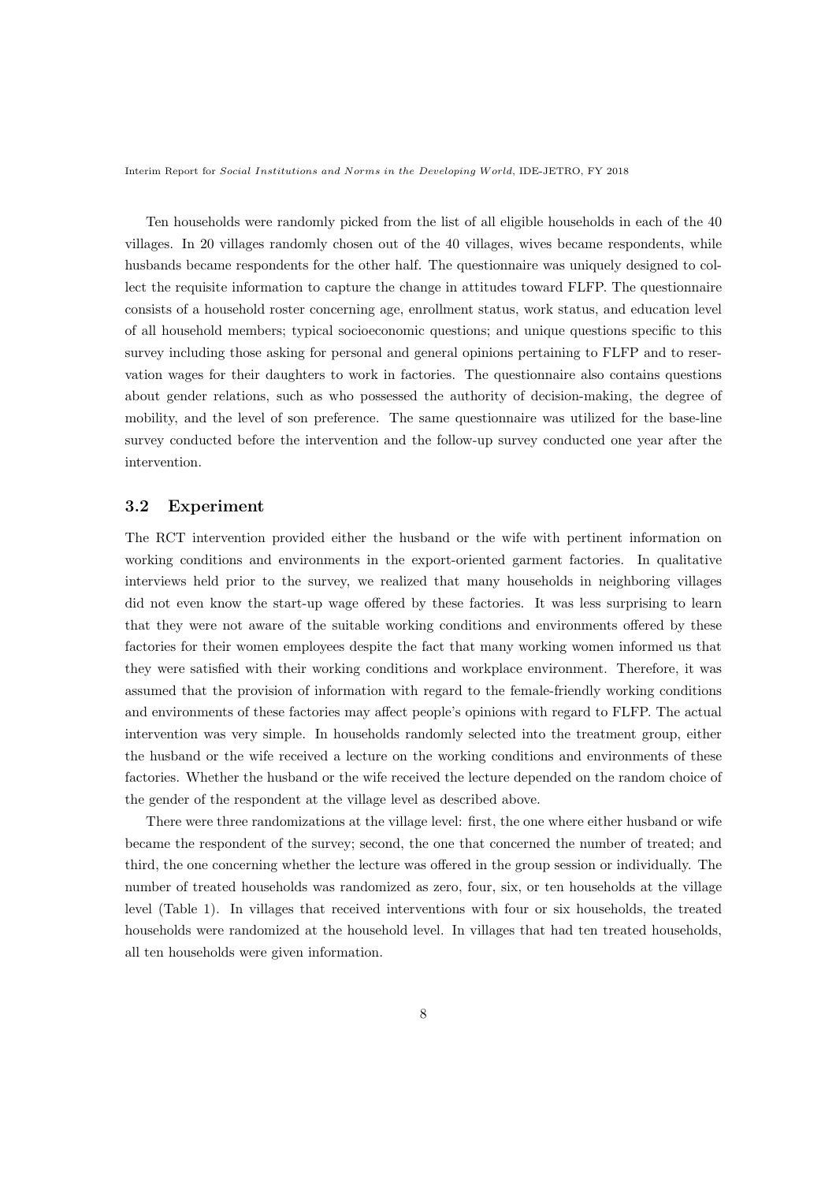Ten households were randomly picked from the list of all eligible households in each of the 40 villages. In 20 villages randomly chosen out of the 40 villages, wives became respondents, while husbands became respondents for the other half. The questionnaire was uniquely designed to collect the requisite information to capture the change in attitudes toward FLFP. The questionnaire consists of a household roster concerning age, enrollment status, work status, and education level of all household members; typical socioeconomic questions; and unique questions specific to this survey including those asking for personal and general opinions pertaining to FLFP and to reservation wages for their daughters to work in factories. The questionnaire also contains questions about gender relations, such as who possessed the authority of decision-making, the degree of mobility, and the level of son preference. The same questionnaire was utilized for the base-line survey conducted before the intervention and the follow-up survey conducted one year after the intervention.

### 3.2 Experiment

The RCT intervention provided either the husband or the wife with pertinent information on working conditions and environments in the export-oriented garment factories. In qualitative interviews held prior to the survey, we realized that many households in neighboring villages did not even know the start-up wage offered by these factories. It was less surprising to learn that they were not aware of the suitable working conditions and environments offered by these factories for their women employees despite the fact that many working women informed us that they were satisfied with their working conditions and workplace environment. Therefore, it was assumed that the provision of information with regard to the female-friendly working conditions and environments of these factories may affect people's opinions with regard to FLFP. The actual intervention was very simple. In households randomly selected into the treatment group, either the husband or the wife received a lecture on the working conditions and environments of these factories. Whether the husband or the wife received the lecture depended on the random choice of the gender of the respondent at the village level as described above.

There were three randomizations at the village level: first, the one where either husband or wife became the respondent of the survey; second, the one that concerned the number of treated; and third, the one concerning whether the lecture was offered in the group session or individually. The number of treated households was randomized as zero, four, six, or ten households at the village level (Table 1). In villages that received interventions with four or six households, the treated households were randomized at the household level. In villages that had ten treated households, all ten households were given information.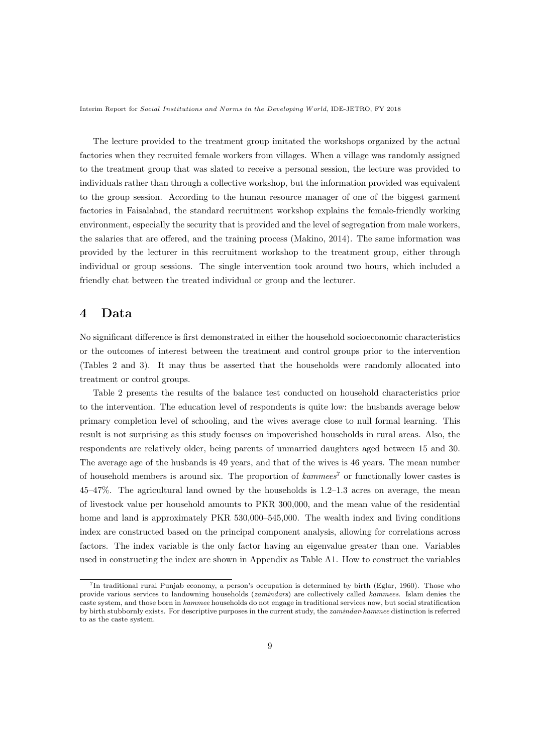The lecture provided to the treatment group imitated the workshops organized by the actual factories when they recruited female workers from villages. When a village was randomly assigned to the treatment group that was slated to receive a personal session, the lecture was provided to individuals rather than through a collective workshop, but the information provided was equivalent to the group session. According to the human resource manager of one of the biggest garment factories in Faisalabad, the standard recruitment workshop explains the female-friendly working environment, especially the security that is provided and the level of segregation from male workers, the salaries that are offered, and the training process (Makino, 2014). The same information was provided by the lecturer in this recruitment workshop to the treatment group, either through individual or group sessions. The single intervention took around two hours, which included a friendly chat between the treated individual or group and the lecturer.

# 4 Data

No significant difference is first demonstrated in either the household socioeconomic characteristics or the outcomes of interest between the treatment and control groups prior to the intervention (Tables 2 and 3). It may thus be asserted that the households were randomly allocated into treatment or control groups.

Table 2 presents the results of the balance test conducted on household characteristics prior to the intervention. The education level of respondents is quite low: the husbands average below primary completion level of schooling, and the wives average close to null formal learning. This result is not surprising as this study focuses on impoverished households in rural areas. Also, the respondents are relatively older, being parents of unmarried daughters aged between 15 and 30. The average age of the husbands is 49 years, and that of the wives is 46 years. The mean number of household members is around six. The proportion of *kammees*[7] or functionally lower castes is 45–47%. The agricultural land owned by the households is 1.2–1.3 acres on average, the mean of livestock value per household amounts to PKR 300,000, and the mean value of the residential home and land is approximately PKR 530,000–545,000. The wealth index and living conditions index are constructed based on the principal component analysis, allowing for correlations across factors. The index variable is the only factor having an eigenvalue greater than one. Variables used in constructing the index are shown in Appendix as Table A1. How to construct the variables

[7] In traditional rural Punjab economy, a person's occupation is determined by birth (Eglar, 1960). Those who provide various services to landowning households (*zamindars*) are collectively called *kammees*. Islam denies the caste system, and those born in *kammee* households do not engage in traditional services now, but social stratification by birth stubbornly exists. For descriptive purposes in the current study, the *zamindar*-*kammee* distinction is referred to as the caste system.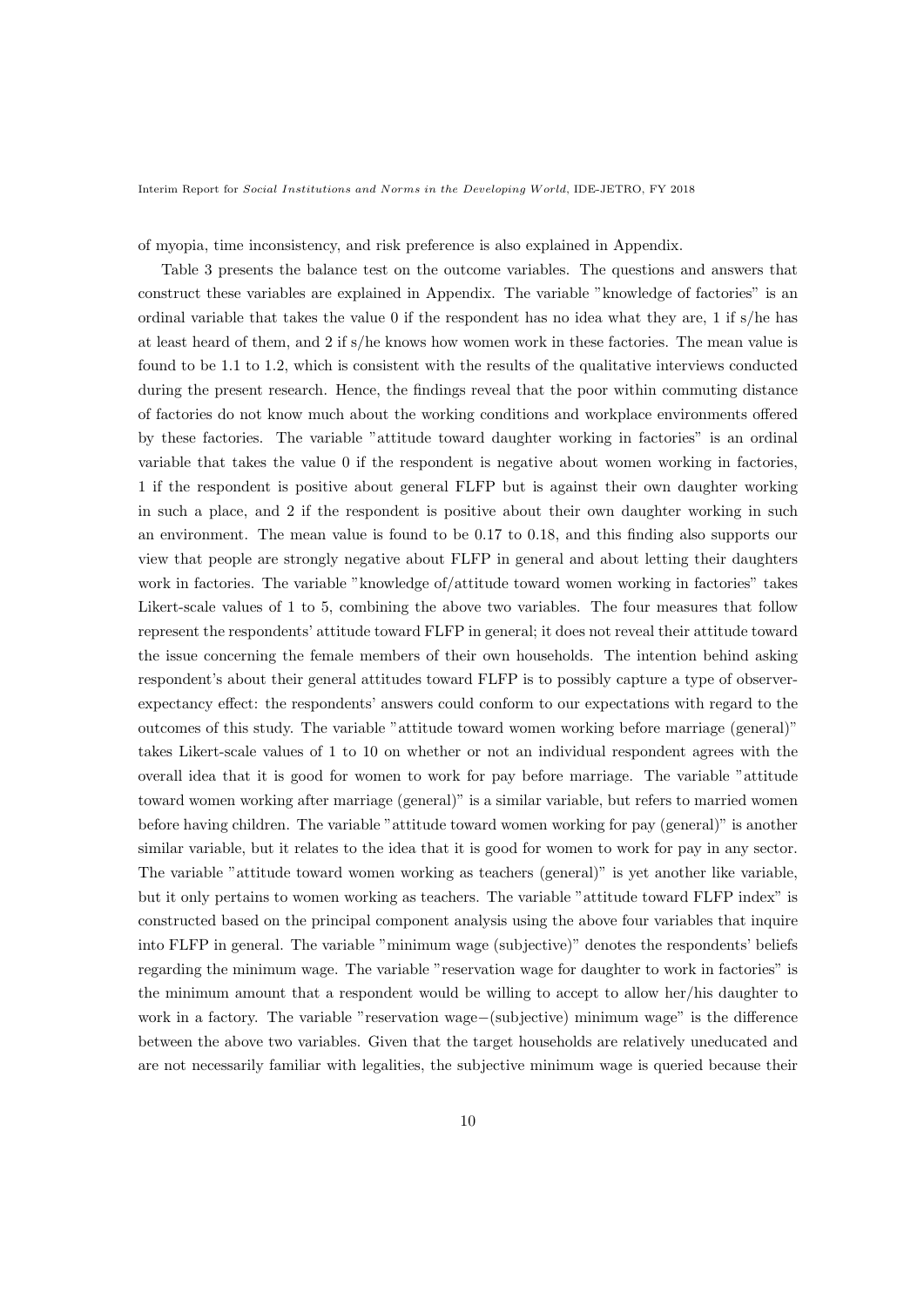of myopia, time inconsistency, and risk preference is also explained in Appendix.

Table 3 presents the balance test on the outcome variables. The questions and answers that construct these variables are explained in Appendix. The variable "knowledge of factories" is an ordinal variable that takes the value 0 if the respondent has no idea what they are, 1 if s/he has at least heard of them, and 2 if s/he knows how women work in these factories. The mean value is found to be 1.1 to 1.2, which is consistent with the results of the qualitative interviews conducted during the present research. Hence, the findings reveal that the poor within commuting distance of factories do not know much about the working conditions and workplace environments offered by these factories. The variable "attitude toward daughter working in factories" is an ordinal variable that takes the value 0 if the respondent is negative about women working in factories, 1 if the respondent is positive about general FLFP but is against their own daughter working in such a place, and 2 if the respondent is positive about their own daughter working in such an environment. The mean value is found to be 0.17 to 0.18, and this finding also supports our view that people are strongly negative about FLFP in general and about letting their daughters work in factories. The variable "knowledge of/attitude toward women working in factories" takes Likert-scale values of 1 to 5, combining the above two variables. The four measures that follow represent the respondents' attitude toward FLFP in general; it does not reveal their attitude toward the issue concerning the female members of their own households. The intention behind asking respondent's about their general attitudes toward FLFP is to possibly capture a type of observer-expectancy effect: the respondents' answers could conform to our expectations with regard to the outcomes of this study. The variable "attitude toward women working before marriage (general)" takes Likert-scale values of 1 to 10 on whether or not an individual respondent agrees with the overall idea that it is good for women to work for pay before marriage. The variable "attitude toward women working after marriage (general)" is a similar variable, but refers to married women before having children. The variable "attitude toward women working for pay (general)" is another similar variable, but it relates to the idea that it is good for women to work for pay in any sector. The variable "attitude toward women working as teachers (general)" is yet another like variable, but it only pertains to women working as teachers. The variable "attitude toward FLFP index" is constructed based on the principal component analysis using the above four variables that inquire into FLFP in general. The variable "minimum wage (subjective)" denotes the respondents' beliefs regarding the minimum wage. The variable "reservation wage for daughter to work in factories" is the minimum amount that a respondent would be willing to accept to allow her/his daughter to work in a factory. The variable "reservation wage−(subjective) minimum wage" is the difference between the above two variables. Given that the target households are relatively uneducated and are not necessarily familiar with legalities, the subjective minimum wage is queried because their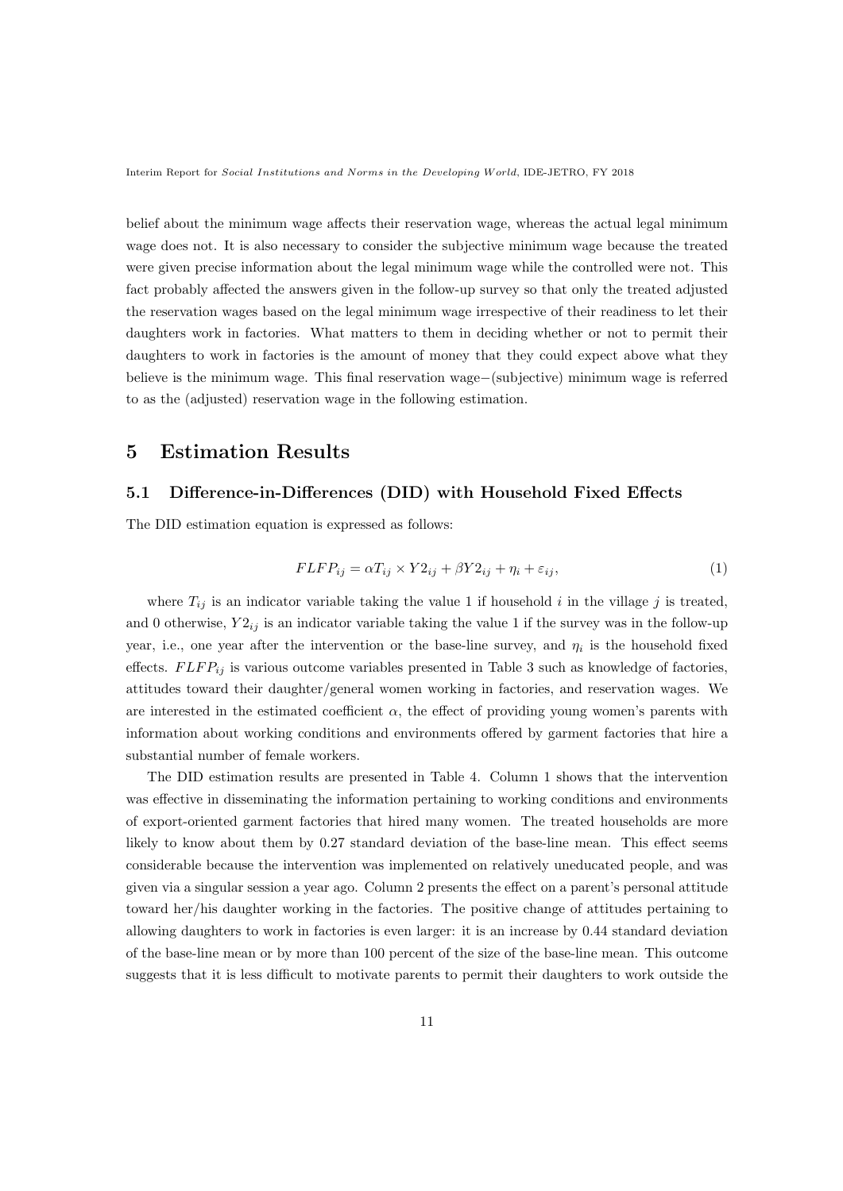belief about the minimum wage affects their reservation wage, whereas the actual legal minimum wage does not. It is also necessary to consider the subjective minimum wage because the treated were given precise information about the legal minimum wage while the controlled were not. This fact probably affected the answers given in the follow-up survey so that only the treated adjusted the reservation wages based on the legal minimum wage irrespective of their readiness to let their daughters work in factories. What matters to them in deciding whether or not to permit their daughters to work in factories is the amount of money that they could expect above what they believe is the minimum wage. This final reservation wage−(subjective) minimum wage is referred to as the (adjusted) reservation wage in the following estimation.

# 5 Estimation Results

## 5.1 Difference-in-Differences (DID) with Household Fixed Effects

The DID estimation equation is expressed as follows:

$$FLFP_{ij} = \alpha T_{ij} \times Y2_{ij} + \beta Y2_{ij} + \eta_i + \varepsilon_{ij}, \tag{1}$$

where $T_{ij}$ is an indicator variable taking the value 1 if household $i$ in the village $j$ is treated, and 0 otherwise, $Y2_{ij}$ is an indicator variable taking the value 1 if the survey was in the follow-up year, i.e., one year after the intervention or the base-line survey, and $\eta_i$ is the household fixed effects. $FLFP_{ij}$ is various outcome variables presented in Table 3 such as knowledge of factories, attitudes toward their daughter/general women working in factories, and reservation wages. We are interested in the estimated coefficient $\alpha$, the effect of providing young women's parents with information about working conditions and environments offered by garment factories that hire a substantial number of female workers.

The DID estimation results are presented in Table 4. Column 1 shows that the intervention was effective in disseminating the information pertaining to working conditions and environments of export-oriented garment factories that hired many women. The treated households are more likely to know about them by 0.27 standard deviation of the base-line mean. This effect seems considerable because the intervention was implemented on relatively uneducated people, and was given via a singular session a year ago. Column 2 presents the effect on a parent's personal attitude toward her/his daughter working in the factories. The positive change of attitudes pertaining to allowing daughters to work in factories is even larger: it is an increase by 0.44 standard deviation of the base-line mean or by more than 100 percent of the size of the base-line mean. This outcome suggests that it is less difficult to motivate parents to permit their daughters to work outside the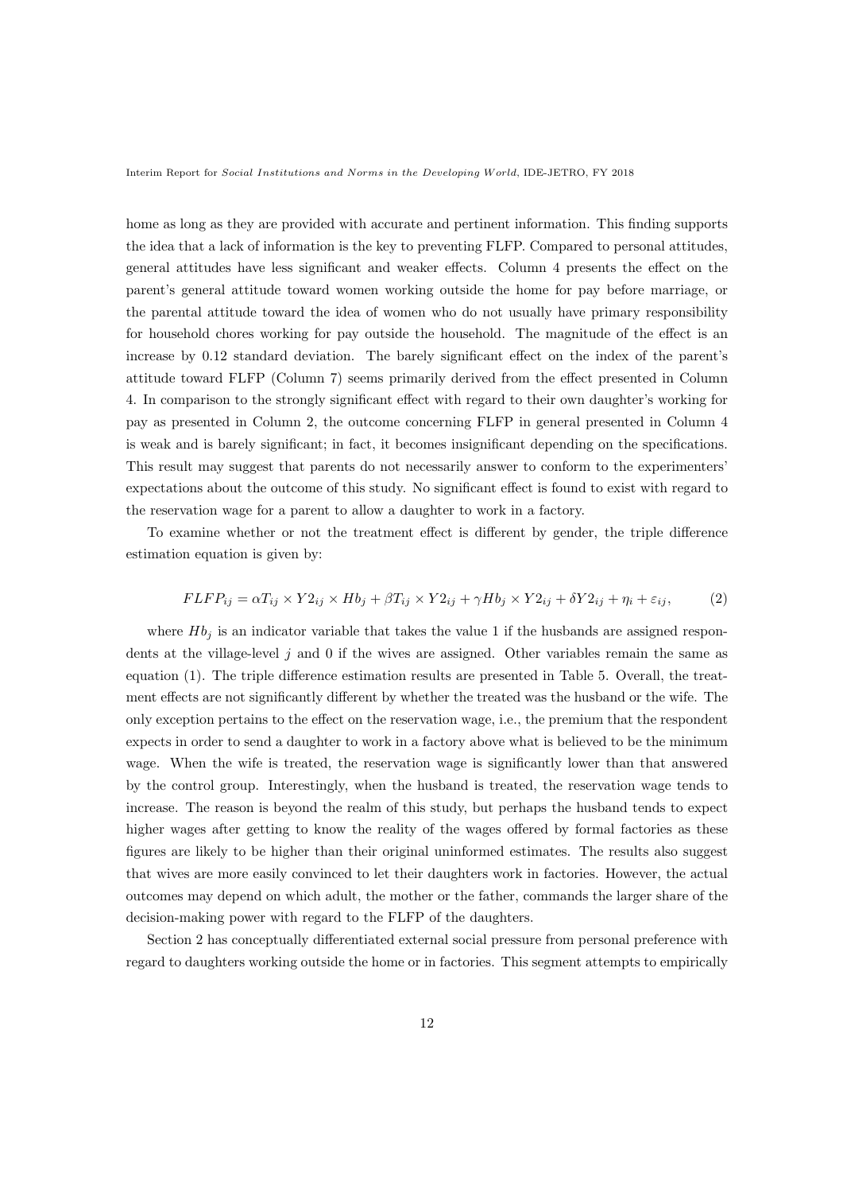home as long as they are provided with accurate and pertinent information. This finding supports the idea that a lack of information is the key to preventing FLFP. Compared to personal attitudes, general attitudes have less significant and weaker effects. Column 4 presents the effect on the parent's general attitude toward women working outside the home for pay before marriage, or the parental attitude toward the idea of women who do not usually have primary responsibility for household chores working for pay outside the household. The magnitude of the effect is an increase by 0.12 standard deviation. The barely significant effect on the index of the parent's attitude toward FLFP (Column 7) seems primarily derived from the effect presented in Column 4. In comparison to the strongly significant effect with regard to their own daughter's working for pay as presented in Column 2, the outcome concerning FLFP in general presented in Column 4 is weak and is barely significant; in fact, it becomes insignificant depending on the specifications. This result may suggest that parents do not necessarily answer to conform to the experimenters' expectations about the outcome of this study. No significant effect is found to exist with regard to the reservation wage for a parent to allow a daughter to work in a factory.

To examine whether or not the treatment effect is different by gender, the triple difference estimation equation is given by:

$$FLFP_{ij} = \alpha T_{ij} \times Y2_{ij} \times Hb_j + \beta T_{ij} \times Y2_{ij} + \gamma Hb_j \times Y2_{ij} + \delta Y2_{ij} + \eta_i + \varepsilon_{ij}, \tag{2}$$

where $Hb_j$ is an indicator variable that takes the value 1 if the husbands are assigned respondents at the village-level $j$ and 0 if the wives are assigned. Other variables remain the same as equation (1). The triple difference estimation results are presented in Table 5. Overall, the treatment effects are not significantly different by whether the treated was the husband or the wife. The only exception pertains to the effect on the reservation wage, i.e., the premium that the respondent expects in order to send a daughter to work in a factory above what is believed to be the minimum wage. When the wife is treated, the reservation wage is significantly lower than that answered by the control group. Interestingly, when the husband is treated, the reservation wage tends to increase. The reason is beyond the realm of this study, but perhaps the husband tends to expect higher wages after getting to know the reality of the wages offered by formal factories as these figures are likely to be higher than their original uninformed estimates. The results also suggest that wives are more easily convinced to let their daughters work in factories. However, the actual outcomes may depend on which adult, the mother or the father, commands the larger share of the decision-making power with regard to the FLFP of the daughters.

Section 2 has conceptually differentiated external social pressure from personal preference with regard to daughters working outside the home or in factories. This segment attempts to empirically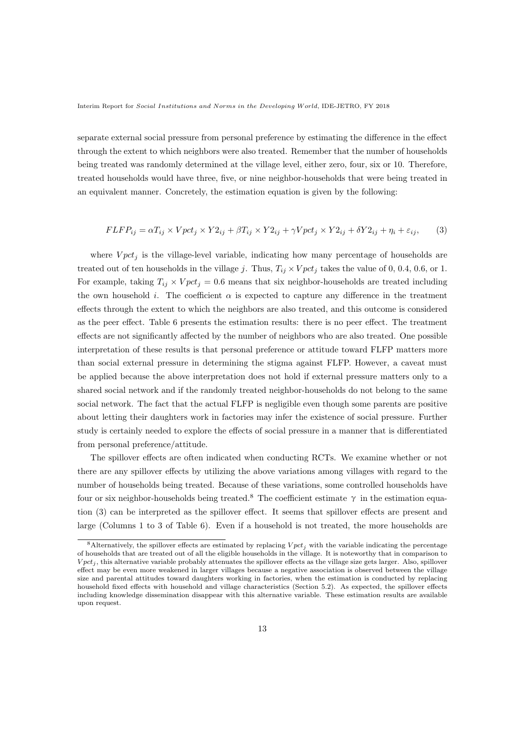separate external social pressure from personal preference by estimating the difference in the effect through the extent to which neighbors were also treated. Remember that the number of households being treated was randomly determined at the village level, either zero, four, six or 10. Therefore, treated households would have three, five, or nine neighbor-households that were being treated in an equivalent manner. Concretely, the estimation equation is given by the following:

$$FLFP_{ij} = \alpha T_{ij} \times Vpct_j \times Y2_{ij} + \beta T_{ij} \times Y2_{ij} + \gamma Vpct_j \times Y2_{ij} + \delta Y2_{ij} + \eta_i + \varepsilon_{ij}, \qquad (3)$$

where $Vpct_j$ is the village-level variable, indicating how many percentage of households are treated out of ten households in the village $j$. Thus, $T_{ij} \times Vpct_j$ takes the value of 0, 0.4, 0.6, or 1. For example, taking $T_{ij} \times Vpct_j = 0.6$ means that six neighbor-households are treated including the own household $i$. The coefficient $\alpha$ is expected to capture any difference in the treatment effects through the extent to which the neighbors are also treated, and this outcome is considered as the peer effect. Table 6 presents the estimation results: there is no peer effect. The treatment effects are not significantly affected by the number of neighbors who are also treated. One possible interpretation of these results is that personal preference or attitude toward FLFP matters more than social external pressure in determining the stigma against FLFP. However, a caveat must be applied because the above interpretation does not hold if external pressure matters only to a shared social network and if the randomly treated neighbor-households do not belong to the same social network. The fact that the actual FLFP is negligible even though some parents are positive about letting their daughters work in factories may infer the existence of social pressure. Further study is certainly needed to explore the effects of social pressure in a manner that is differentiated from personal preference/attitude.

The spillover effects are often indicated when conducting RCTs. We examine whether or not there are any spillover effects by utilizing the above variations among villages with regard to the number of households being treated. Because of these variations, some controlled households have four or six neighbor-households being treated.[8] The coefficient estimate $\gamma$ in the estimation equation (3) can be interpreted as the spillover effect. It seems that spillover effects are present and large (Columns 1 to 3 of Table 6). Even if a household is not treated, the more households are

[8] Alternatively, the spillover effects are estimated by replacing $Vpct_j$ with the variable indicating the percentage of households that are treated out of all the eligible households in the village. It is noteworthy that in comparison to $Vpct_j$, this alternative variable probably attenuates the spillover effects as the village size gets larger. Also, spillover effect may be even more weakened in larger villages because a negative association is observed between the village size and parental attitudes toward daughters working in factories, when the estimation is conducted by replacing household fixed effects with household and village characteristics (Section 5.2). As expected, the spillover effects including knowledge dissemination disappear with this alternative variable. These estimation results are available upon request.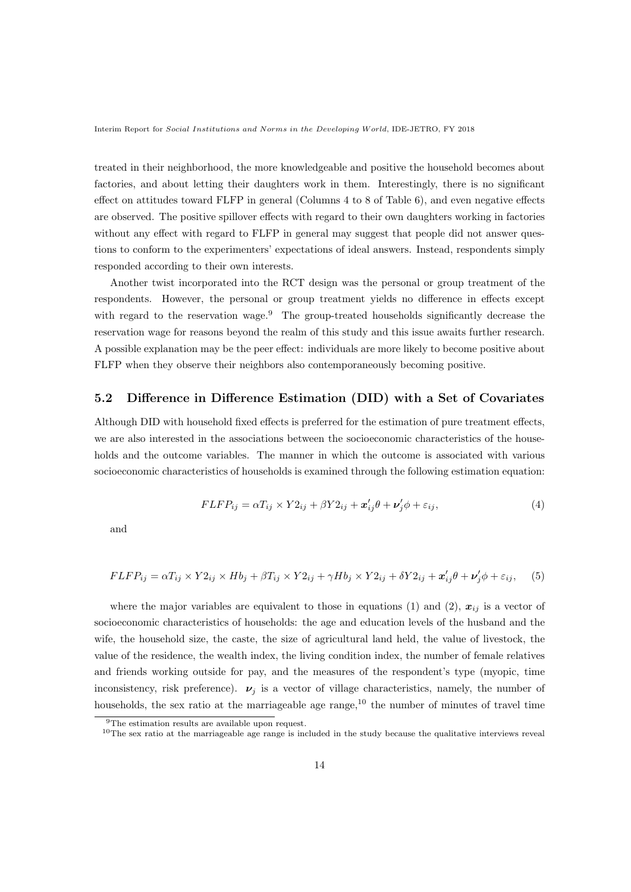treated in their neighborhood, the more knowledgeable and positive the household becomes about factories, and about letting their daughters work in them. Interestingly, there is no significant effect on attitudes toward FLFP in general (Columns 4 to 8 of Table 6), and even negative effects are observed. The positive spillover effects with regard to their own daughters working in factories without any effect with regard to FLFP in general may suggest that people did not answer questions to conform to the experimenters' expectations of ideal answers. Instead, respondents simply responded according to their own interests.

Another twist incorporated into the RCT design was the personal or group treatment of the respondents. However, the personal or group treatment yields no difference in effects except with regard to the reservation wage.[9] The group-treated households significantly decrease the reservation wage for reasons beyond the realm of this study and this issue awaits further research. A possible explanation may be the peer effect: individuals are more likely to become positive about FLFP when they observe their neighbors also contemporaneously becoming positive.

## 5.2 Difference in Difference Estimation (DID) with a Set of Covariates

Although DID with household fixed effects is preferred for the estimation of pure treatment effects, we are also interested in the associations between the socioeconomic characteristics of the households and the outcome variables. The manner in which the outcome is associated with various socioeconomic characteristics of households is examined through the following estimation equation:

$$FLFP_{ij} = \alpha T_{ij} \times Y2_{ij} + \beta Y2_{ij} + \boldsymbol{x}'_{ij}\theta + \boldsymbol{\nu}'_{j}\phi + \varepsilon_{ij}, \tag{4}$$

and

$$FLFP_{ij} = \alpha T_{ij} \times Y2_{ij} \times Hb_j + \beta T_{ij} \times Y2_{ij} + \gamma Hb_j \times Y2_{ij} + \delta Y2_{ij} + \boldsymbol{x}'_{ij}\theta + \boldsymbol{\nu}'_{j}\phi + \varepsilon_{ij}, \tag{5}$$

where the major variables are equivalent to those in equations (1) and (2), $\boldsymbol{x}_{ij}$ is a vector of socioeconomic characteristics of households: the age and education levels of the husband and the wife, the household size, the caste, the size of agricultural land held, the value of livestock, the value of the residence, the wealth index, the living condition index, the number of female relatives and friends working outside for pay, and the measures of the respondent's type (myopic, time inconsistency, risk preference). $\boldsymbol{\nu}_j$ is a vector of village characteristics, namely, the number of households, the sex ratio at the marriageable age range,[10] the number of minutes of travel time

[9] The estimation results are available upon request.

[10] The sex ratio at the marriageable age range is included in the study because the qualitative interviews reveal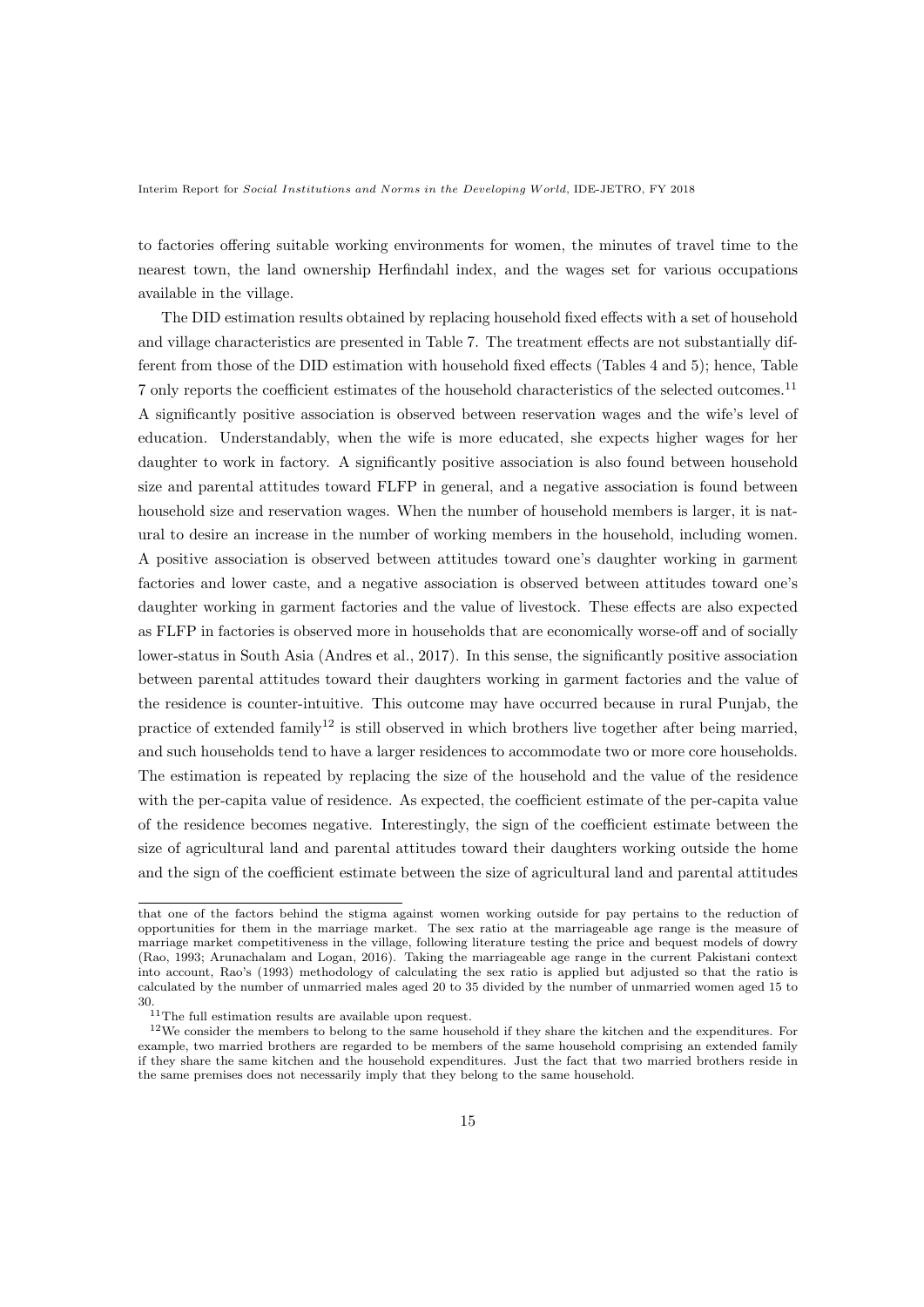to factories offering suitable working environments for women, the minutes of travel time to the nearest town, the land ownership Herfindahl index, and the wages set for various occupations available in the village.

The DID estimation results obtained by replacing household fixed effects with a set of household and village characteristics are presented in Table 7. The treatment effects are not substantially different from those of the DID estimation with household fixed effects (Tables 4 and 5); hence, Table 7 only reports the coefficient estimates of the household characteristics of the selected outcomes.[11] A significantly positive association is observed between reservation wages and the wife's level of education. Understandably, when the wife is more educated, she expects higher wages for her daughter to work in factory. A significantly positive association is also found between household size and parental attitudes toward FLFP in general, and a negative association is found between household size and reservation wages. When the number of household members is larger, it is natural to desire an increase in the number of working members in the household, including women. A positive association is observed between attitudes toward one's daughter working in garment factories and lower caste, and a negative association is observed between attitudes toward one's daughter working in garment factories and the value of livestock. These effects are also expected as FLFP in factories is observed more in households that are economically worse-off and of socially lower-status in South Asia (Andres et al., 2017). In this sense, the significantly positive association between parental attitudes toward their daughters working in garment factories and the value of the residence is counter-intuitive. This outcome may have occurred because in rural Punjab, the practice of extended family[12] is still observed in which brothers live together after being married, and such households tend to have a larger residences to accommodate two or more core households. The estimation is repeated by replacing the size of the household and the value of the residence with the per-capita value of residence. As expected, the coefficient estimate of the per-capita value of the residence becomes negative. Interestingly, the sign of the coefficient estimate between the size of agricultural land and parental attitudes toward their daughters working outside the home and the sign of the coefficient estimate between the size of agricultural land and parental attitudes

---

that one of the factors behind the stigma against women working outside for pay pertains to the reduction of opportunities for them in the marriage market. The sex ratio at the marriageable age range is the measure of marriage market competitiveness in the village, following literature testing the price and bequest models of dowry (Rao, 1993; Arunachalam and Logan, 2016). Taking the marriageable age range in the current Pakistani context into account, Rao's (1993) methodology of calculating the sex ratio is applied but adjusted so that the ratio is calculated by the number of unmarried males aged 20 to 35 divided by the number of unmarried women aged 15 to 30.

[11] The full estimation results are available upon request.

[12] We consider the members to belong to the same household if they share the kitchen and the expenditures. For example, two married brothers are regarded to be members of the same household comprising an extended family if they share the same kitchen and the household expenditures. Just the fact that two married brothers reside in the same premises does not necessarily imply that they belong to the same household.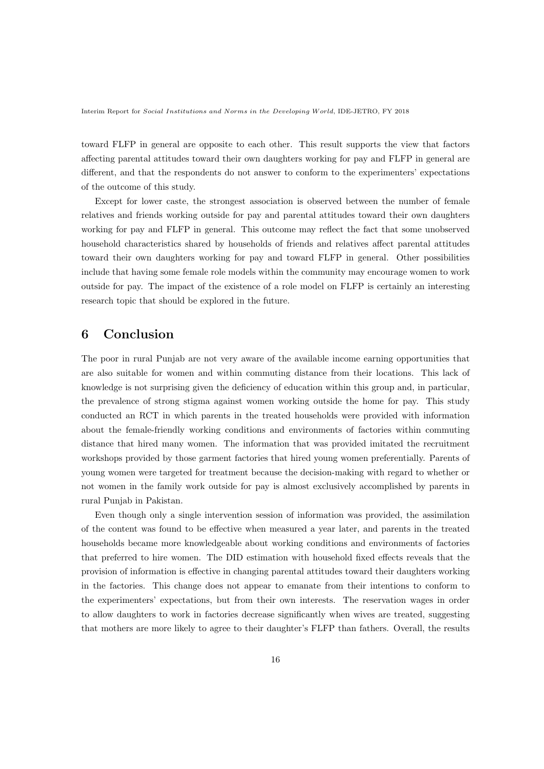toward FLFP in general are opposite to each other. This result supports the view that factors affecting parental attitudes toward their own daughters working for pay and FLFP in general are different, and that the respondents do not answer to conform to the experimenters' expectations of the outcome of this study.

Except for lower caste, the strongest association is observed between the number of female relatives and friends working outside for pay and parental attitudes toward their own daughters working for pay and FLFP in general. This outcome may reflect the fact that some unobserved household characteristics shared by households of friends and relatives affect parental attitudes toward their own daughters working for pay and toward FLFP in general. Other possibilities include that having some female role models within the community may encourage women to work outside for pay. The impact of the existence of a role model on FLFP is certainly an interesting research topic that should be explored in the future.

# 6 Conclusion

The poor in rural Punjab are not very aware of the available income earning opportunities that are also suitable for women and within commuting distance from their locations. This lack of knowledge is not surprising given the deficiency of education within this group and, in particular, the prevalence of strong stigma against women working outside the home for pay. This study conducted an RCT in which parents in the treated households were provided with information about the female-friendly working conditions and environments of factories within commuting distance that hired many women. The information that was provided imitated the recruitment workshops provided by those garment factories that hired young women preferentially. Parents of young women were targeted for treatment because the decision-making with regard to whether or not women in the family work outside for pay is almost exclusively accomplished by parents in rural Punjab in Pakistan.

Even though only a single intervention session of information was provided, the assimilation of the content was found to be effective when measured a year later, and parents in the treated households became more knowledgeable about working conditions and environments of factories that preferred to hire women. The DID estimation with household fixed effects reveals that the provision of information is effective in changing parental attitudes toward their daughters working in the factories. This change does not appear to emanate from their intentions to conform to the experimenters' expectations, but from their own interests. The reservation wages in order to allow daughters to work in factories decrease significantly when wives are treated, suggesting that mothers are more likely to agree to their daughter's FLFP than fathers. Overall, the results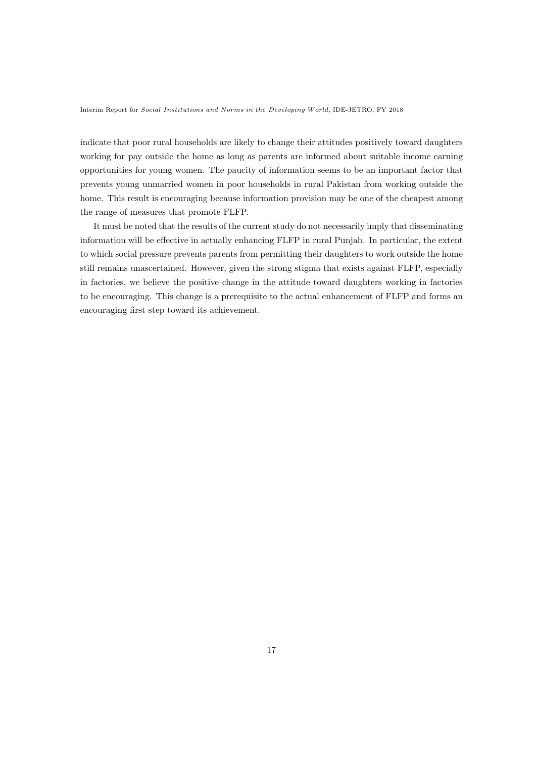indicate that poor rural households are likely to change their attitudes positively toward daughters working for pay outside the home as long as parents are informed about suitable income earning opportunities for young women. The paucity of information seems to be an important factor that prevents young unmarried women in poor households in rural Pakistan from working outside the home. This result is encouraging because information provision may be one of the cheapest among the range of measures that promote FLFP.

It must be noted that the results of the current study do not necessarily imply that disseminating information will be effective in actually enhancing FLFP in rural Punjab. In particular, the extent to which social pressure prevents parents from permitting their daughters to work outside the home still remains unascertained. However, given the strong stigma that exists against FLFP, especially in factories, we believe the positive change in the attitude toward daughters working in factories to be encouraging. This change is a prerequisite to the actual enhancement of FLFP and forms an encouraging first step toward its achievement.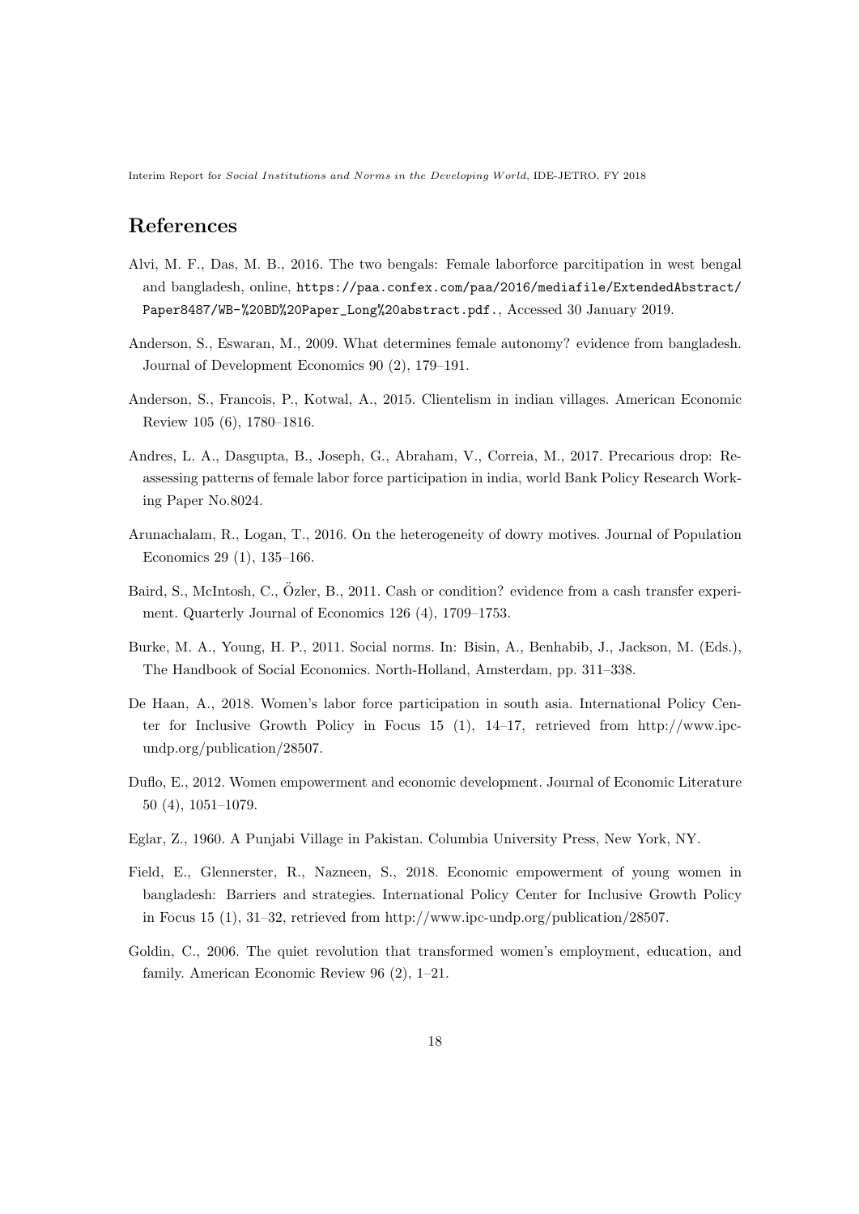## References

Alvi, M. F., Das, M. B., 2016. The two bengals: Female laborforce parcitipation in west bengal and bangladesh, online, https://paa.confex.com/paa/2016/mediafile/ExtendedAbstract/Paper8487/WB-%20BD%20Paper_Long%20abstract.pdf., Accessed 30 January 2019.

Anderson, S., Eswaran, M., 2009. What determines female autonomy? evidence from bangladesh. Journal of Development Economics 90 (2), 179–191.

Anderson, S., Francois, P., Kotwal, A., 2015. Clientelism in indian villages. American Economic Review 105 (6), 1780–1816.

Andres, L. A., Dasgupta, B., Joseph, G., Abraham, V., Correia, M., 2017. Precarious drop: Reassessing patterns of female labor force participation in india, world Bank Policy Research Working Paper No.8024.

Arunachalam, R., Logan, T., 2016. On the heterogeneity of dowry motives. Journal of Population Economics 29 (1), 135–166.

Baird, S., McIntosh, C., Özler, B., 2011. Cash or condition? evidence from a cash transfer experiment. Quarterly Journal of Economics 126 (4), 1709–1753.

Burke, M. A., Young, H. P., 2011. Social norms. In: Bisin, A., Benhabib, J., Jackson, M. (Eds.), The Handbook of Social Economics. North-Holland, Amsterdam, pp. 311–338.

De Haan, A., 2018. Women's labor force participation in south asia. International Policy Center for Inclusive Growth Policy in Focus 15 (1), 14–17, retrieved from http://www.ipc-undp.org/publication/28507.

Duflo, E., 2012. Women empowerment and economic development. Journal of Economic Literature 50 (4), 1051–1079.

Eglar, Z., 1960. A Punjabi Village in Pakistan. Columbia University Press, New York, NY.

Field, E., Glennerster, R., Nazneen, S., 2018. Economic empowerment of young women in bangladesh: Barriers and strategies. International Policy Center for Inclusive Growth Policy in Focus 15 (1), 31–32, retrieved from http://www.ipc-undp.org/publication/28507.

Goldin, C., 2006. The quiet revolution that transformed women's employment, education, and family. American Economic Review 96 (2), 1–21.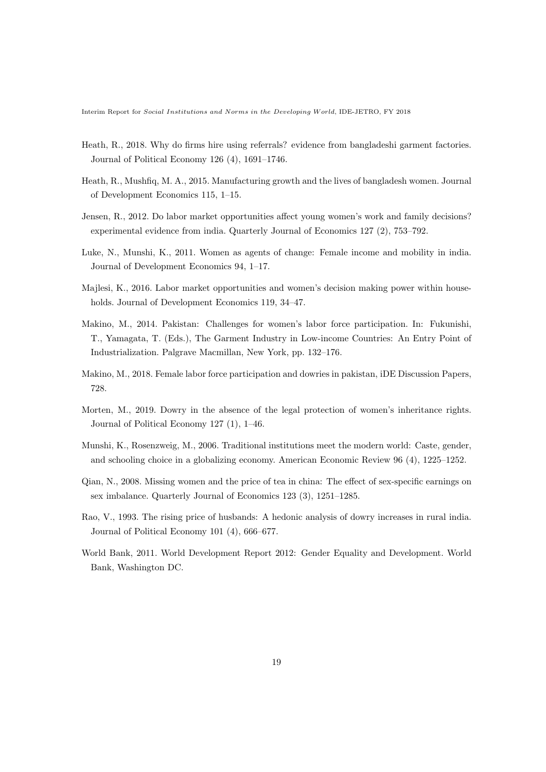Heath, R., 2018. Why do firms hire using referrals? evidence from bangladeshi garment factories. Journal of Political Economy 126 (4), 1691–1746.

Heath, R., Mushfiq, M. A., 2015. Manufacturing growth and the lives of bangladesh women. Journal of Development Economics 115, 1–15.

Jensen, R., 2012. Do labor market opportunities affect young women's work and family decisions? experimental evidence from india. Quarterly Journal of Economics 127 (2), 753–792.

Luke, N., Munshi, K., 2011. Women as agents of change: Female income and mobility in india. Journal of Development Economics 94, 1–17.

Majlesi, K., 2016. Labor market opportunities and women's decision making power within households. Journal of Development Economics 119, 34–47.

Makino, M., 2014. Pakistan: Challenges for women's labor force participation. In: Fukunishi, T., Yamagata, T. (Eds.), The Garment Industry in Low-income Countries: An Entry Point of Industrialization. Palgrave Macmillan, New York, pp. 132–176.

Makino, M., 2018. Female labor force participation and dowries in pakistan, iDE Discussion Papers, 728.

Morten, M., 2019. Dowry in the absence of the legal protection of women's inheritance rights. Journal of Political Economy 127 (1), 1–46.

Munshi, K., Rosenzweig, M., 2006. Traditional institutions meet the modern world: Caste, gender, and schooling choice in a globalizing economy. American Economic Review 96 (4), 1225–1252.

Qian, N., 2008. Missing women and the price of tea in china: The effect of sex-specific earnings on sex imbalance. Quarterly Journal of Economics 123 (3), 1251–1285.

Rao, V., 1993. The rising price of husbands: A hedonic analysis of dowry increases in rural india. Journal of Political Economy 101 (4), 666–677.

World Bank, 2011. World Development Report 2012: Gender Equality and Development. World Bank, Washington DC.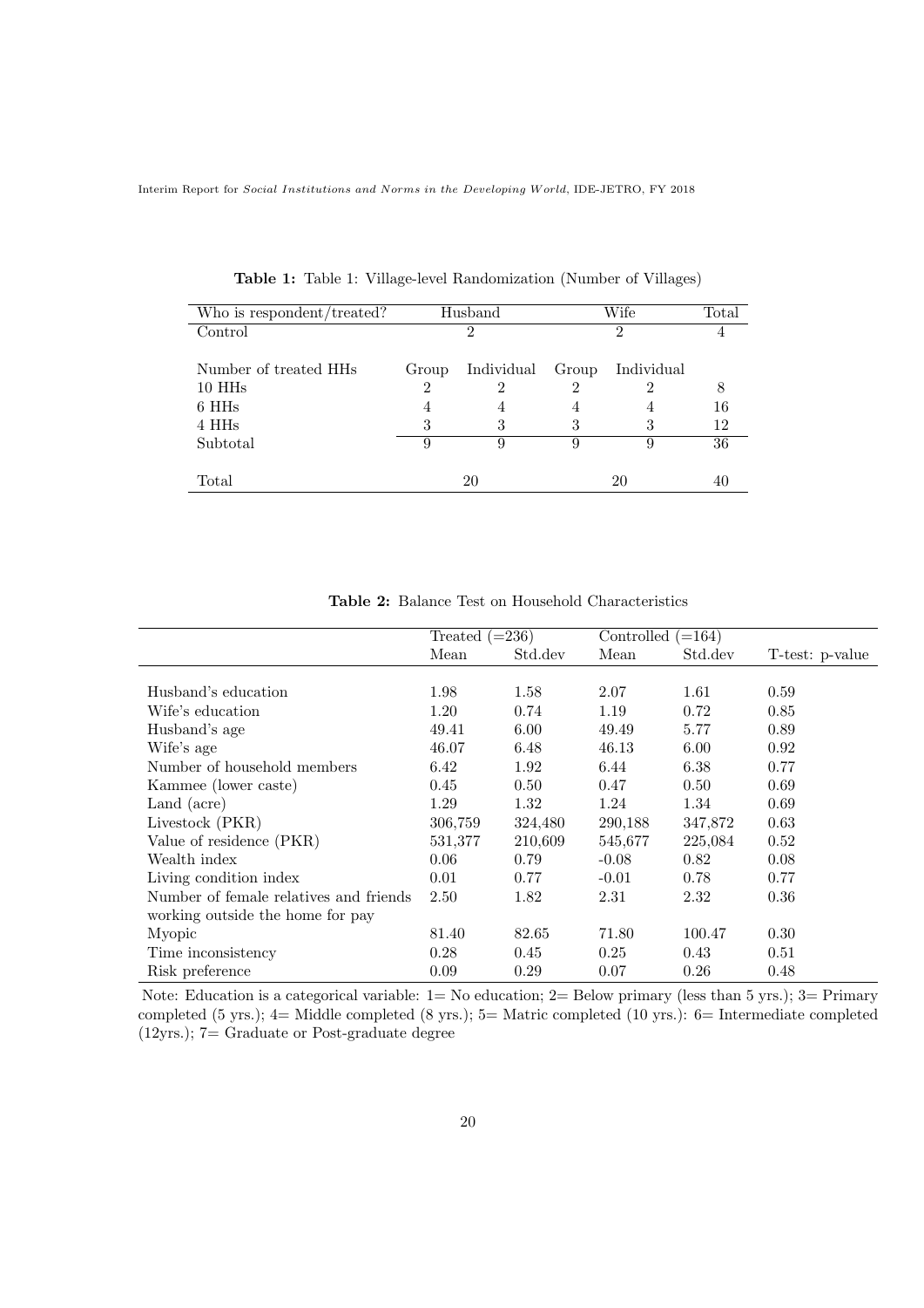**Table 1:** Table 1: Village-level Randomization (Number of Villages)

| Who is respondent/treated? | Husband | | Wife | | Total |
|---|---|---|---|---|---|
| Control | 2 | | 2 | | 4 |
| | | | | | |
| Number of treated HHs | Group | Individual | Group | Individual | |
| 10 HHs | 2 | 2 | 2 | 2 | 8 |
| 6 HHs | 4 | 4 | 4 | 4 | 16 |
| 4 HHs | 3 | 3 | 3 | 3 | 12 |
| Subtotal | 9 | 9 | 9 | 9 | 36 |
| | | | | | |
| Total | 20 | | 20 | | 40 |

**Table 2:** Balance Test on Household Characteristics

| | Treated (=236) | | Controlled (=164) | | |
|---|---|---|---|---|---|
| | Mean | Std.dev | Mean | Std.dev | T-test: p-value |
| Husband's education | 1.98 | 1.58 | 2.07 | 1.61 | 0.59 |
| Wife's education | 1.20 | 0.74 | 1.19 | 0.72 | 0.85 |
| Husband's age | 49.41 | 6.00 | 49.49 | 5.77 | 0.89 |
| Wife's age | 46.07 | 6.48 | 46.13 | 6.00 | 0.92 |
| Number of household members | 6.42 | 1.92 | 6.44 | 6.38 | 0.77 |
| Kammee (lower caste) | 0.45 | 0.50 | 0.47 | 0.50 | 0.69 |
| Land (acre) | 1.29 | 1.32 | 1.24 | 1.34 | 0.69 |
| Livestock (PKR) | 306,759 | 324,480 | 290,188 | 347,872 | 0.63 |
| Value of residence (PKR) | 531,377 | 210,609 | 545,677 | 225,084 | 0.52 |
| Wealth index | 0.06 | 0.79 | -0.08 | 0.82 | 0.08 |
| Living condition index | 0.01 | 0.77 | -0.01 | 0.78 | 0.77 |
| Number of female relatives and friends working outside the home for pay | 2.50 | 1.82 | 2.31 | 2.32 | 0.36 |
| Myopic | 81.40 | 82.65 | 71.80 | 100.47 | 0.30 |
| Time inconsistency | 0.28 | 0.45 | 0.25 | 0.43 | 0.51 |
| Risk preference | 0.09 | 0.29 | 0.07 | 0.26 | 0.48 |

Note: Education is a categorical variable: 1= No education; 2= Below primary (less than 5 yrs.); 3= Primary completed (5 yrs.); 4= Middle completed (8 yrs.); 5= Matric completed (10 yrs.): 6= Intermediate completed (12yrs.); 7= Graduate or Post-graduate degree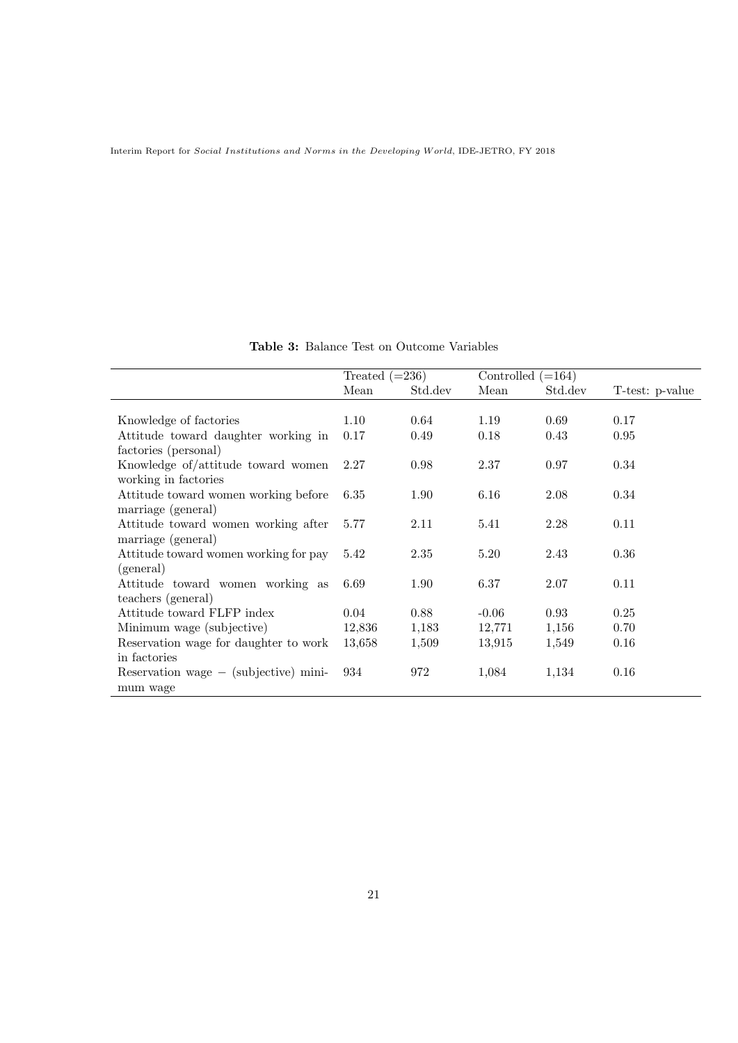**Table 3:** Balance Test on Outcome Variables

| | Treated (=236) | | Controlled (=164) | | |
|---|---|---|---|---|---|
| | Mean | Std.dev | Mean | Std.dev | T-test: p-value |
| Knowledge of factories | 1.10 | 0.64 | 1.19 | 0.69 | 0.17 |
| Attitude toward daughter working in factories (personal) | 0.17 | 0.49 | 0.18 | 0.43 | 0.95 |
| Knowledge of/attitude toward women working in factories | 2.27 | 0.98 | 2.37 | 0.97 | 0.34 |
| Attitude toward women working before marriage (general) | 6.35 | 1.90 | 6.16 | 2.08 | 0.34 |
| Attitude toward women working after marriage (general) | 5.77 | 2.11 | 5.41 | 2.28 | 0.11 |
| Attitude toward women working for pay (general) | 5.42 | 2.35 | 5.20 | 2.43 | 0.36 |
| Attitude toward women working as teachers (general) | 6.69 | 1.90 | 6.37 | 2.07 | 0.11 |
| Attitude toward FLFP index | 0.04 | 0.88 | -0.06 | 0.93 | 0.25 |
| Minimum wage (subjective) | 12,836 | 1,183 | 12,771 | 1,156 | 0.70 |
| Reservation wage for daughter to work in factories | 13,658 | 1,509 | 13,915 | 1,549 | 0.16 |
| Reservation wage − (subjective) minimum wage | 934 | 972 | 1,084 | 1,134 | 0.16 |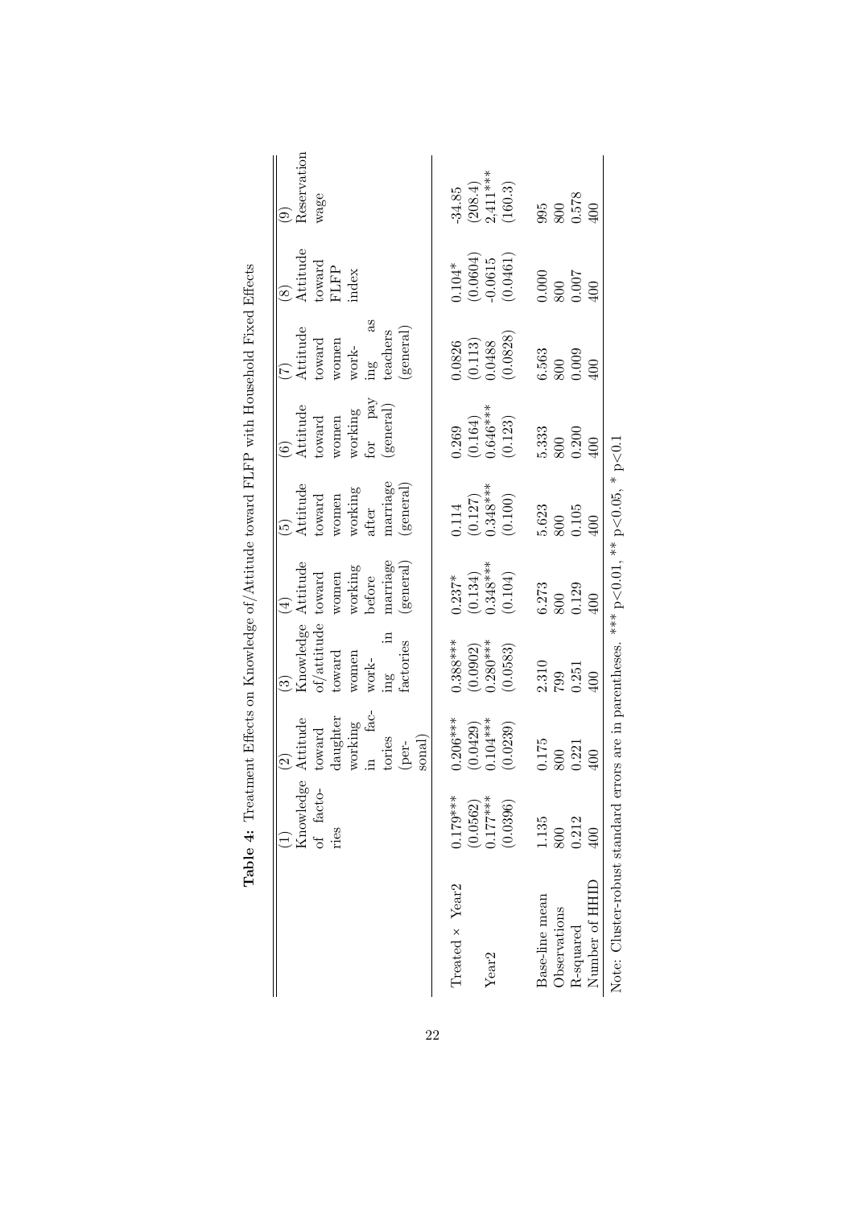**Table 4:** Treatment Effects on Knowledge of/Attitude toward FLFP with Household Fixed Effects

| | (1) Knowledge of factories | (2) Attitude toward daughter working in factories (personal) | (3) Knowledge of/attitude toward women working in factories | (4) Attitude toward women working before marriage (general) | (5) Attitude toward women working after marriage (general) | (6) Attitude toward women working for pay (general) | (7) Attitude toward women working as teachers (general) | (8) Attitude toward FLFP index | (9) Reservation wage |
|---|---|---|---|---|---|---|---|---|---|
| Treated × Year2 | 0.179*** | 0.206*** | 0.388*** | 0.237* | 0.114 | 0.269 | 0.0826 | 0.104* | -34.85 |
| | (0.0562) | (0.0429) | (0.0902) | (0.134) | (0.127) | (0.164) | (0.113) | (0.0604) | (208.4) |
| Year2 | 0.177*** | 0.104*** | 0.280*** | 0.348*** | 0.348*** | 0.646*** | 0.0488 | -0.0615 | 2,411*** |
| | (0.0396) | (0.0239) | (0.0583) | (0.104) | (0.100) | (0.123) | (0.0828) | (0.0461) | (160.3) |
| Base-line mean | 1.135 | 0.175 | 2.310 | 6.273 | 5.623 | 5.333 | 6.563 | 0.000 | 995 |
| Observations | 800 | 800 | 799 | 800 | 800 | 800 | 800 | 800 | 800 |
| R-squared | 0.212 | 0.221 | 0.251 | 0.129 | 0.105 | 0.200 | 0.009 | 0.007 | 0.578 |
| Number of HHID | 400 | 400 | 400 | 400 | 400 | 400 | 400 | 400 | 400 |

Note: Cluster-robust standard errors are in parentheses. *** p<0.01, ** p<0.05, * p<0.1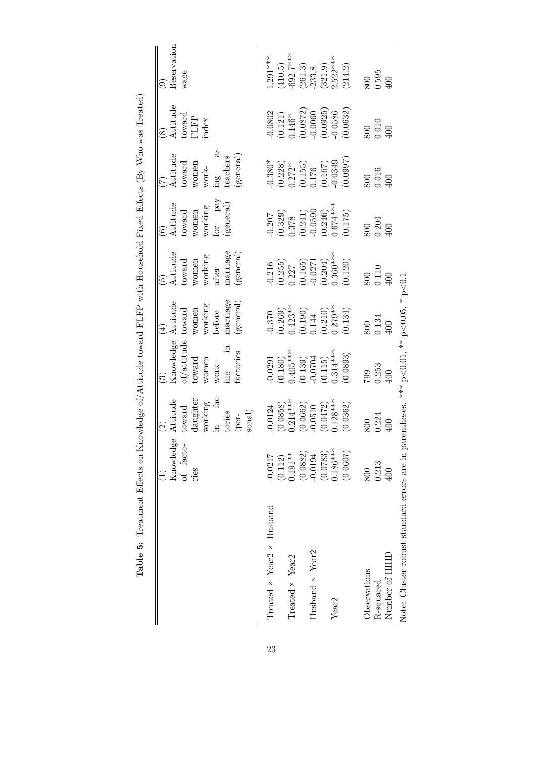**Table 5:** Treatment Effects on Knowledge of/Attitude toward FLFP with Household Fixed Effects (By Who was Treated)

| | (1) Knowledge of factories | (2) Attitude toward daughter working in factories (personal) | (3) Knowledge of/attitude toward women working in factories | (4) Attitude toward women working before marriage (general) | (5) Attitude toward women working after marriage (general) | (6) Attitude toward women working for pay (general) | (7) Attitude toward women working as teachers (general) | (8) Attitude toward FLFP index | (9) Reservation wage |
|---|---|---|---|---|---|---|---|---|---|
| Treated × Year2 × Husband | -0.0217 | -0.0124 | -0.0291 | -0.370 | -0.216 | -0.207 | -0.380* | -0.0802 | 1,291*** |
| | (0.112) | (0.0858) | (0.180) | (0.269) | (0.255) | (0.329) | (0.228) | (0.121) | (410.5) |
| Treated × Year2 | 0.191** | 0.214*** | 0.405*** | 0.423** | 0.227 | 0.378 | 0.272* | 0.146* | -692.7*** |
| | (0.0882) | (0.0662) | (0.139) | (0.190) | (0.165) | (0.241) | (0.155) | (0.0872) | (261.3) |
| Husband × Year2 | -0.0194 | -0.0510 | -0.0704 | 0.144 | -0.0271 | -0.0590 | 0.176 | -0.0060 | -233.8 |
| | (0.0783) | (0.0472) | (0.115) | (0.210) | (0.204) | (0.246) | (0.167) | (0.0925) | (321.9) |
| Year2 | 0.186*** | 0.128*** | 0.314*** | 0.279** | 0.360*** | 0.674*** | -0.0349 | -0.0586 | 2,522*** |
| | (0.0607) | (0.0362) | (0.0893) | (0.134) | (0.120) | (0.175) | (0.0997) | (0.0632) | (214.2) |
| Observations | 800 | 800 | 799 | 800 | 800 | 800 | 800 | 800 | 800 |
| R-squared | 0.213 | 0.224 | 0.253 | 0.134 | 0.110 | 0.204 | 0.016 | 0.010 | 0.595 |
| Number of HHID | 400 | 400 | 400 | 400 | 400 | 400 | 400 | 400 | 400 |

Note: Cluster-robust standard errors are in parentheses. *** p<0.01, ** p<0.05, * p<0.1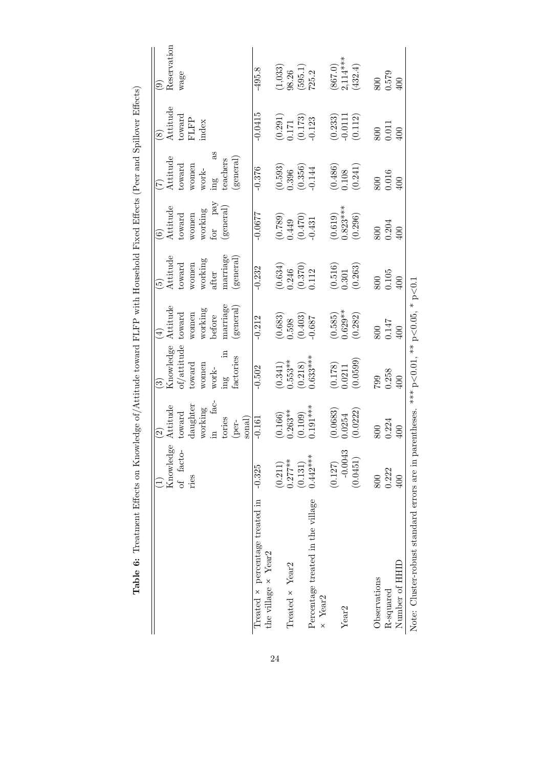**Table 6:** Treatment Effects on Knowledge of/Attitude toward FLFP with Household Fixed Effects (Peer and Spillover Effects)

| | (1) Knowledge of factories | (2) Attitude toward daughter working in factories (personal) | (3) Knowledge of/attitude toward women working in factories | (4) Attitude toward women working before marriage (general) | (5) Attitude toward women working after marriage (general) | (6) Attitude toward women working for pay (general) | (7) Attitude toward women working as teachers (general) | (8) Attitude toward FLFP index | (9) Reservation wage |
|---|---|---|---|---|---|---|---|---|---|
| Treated × percentage treated in the village × Year2 | -0.325 | -0.161 | -0.502 | -0.212 | -0.232 | -0.0677 | -0.376 | -0.0415 | -495.8 |
| | (0.211) | (0.166) | (0.341) | (0.683) | (0.634) | (0.789) | (0.593) | (0.291) | (1,033) |
| Treated × Year2 | 0.277** | 0.263** | 0.553** | 0.598 | 0.246 | 0.449 | 0.396 | 0.171 | 98.26 |
| | (0.131) | (0.109) | (0.218) | (0.403) | (0.370) | (0.470) | (0.356) | (0.173) | (595.1) |
| Percentage treated in the village × Year2 | 0.442*** | 0.191*** | 0.633*** | -0.687 | 0.112 | -0.431 | -0.144 | -0.123 | 725.2 |
| | (0.127) | (0.0683) | (0.178) | (0.585) | (0.516) | (0.619) | (0.486) | (0.233) | (867.0) |
| Year2 | -0.0043 | 0.0254 | 0.0211 | 0.629** | 0.301 | 0.823*** | 0.108 | -0.0111 | 2,114*** |
| | (0.0451) | (0.0222) | (0.0599) | (0.282) | (0.263) | (0.296) | (0.241) | (0.112) | (432.4) |
| Observations | 800 | 800 | 799 | 800 | 800 | 800 | 800 | 800 | 800 |
| R-squared | 0.222 | 0.224 | 0.258 | 0.147 | 0.105 | 0.204 | 0.016 | 0.011 | 0.579 |
| Number of HHID | 400 | 400 | 400 | 400 | 400 | 400 | 400 | 400 | 400 |

Note: Cluster-robust standard errors are in parentheses. *** $p<0.01$, ** $p<0.05$, * $p<0.1$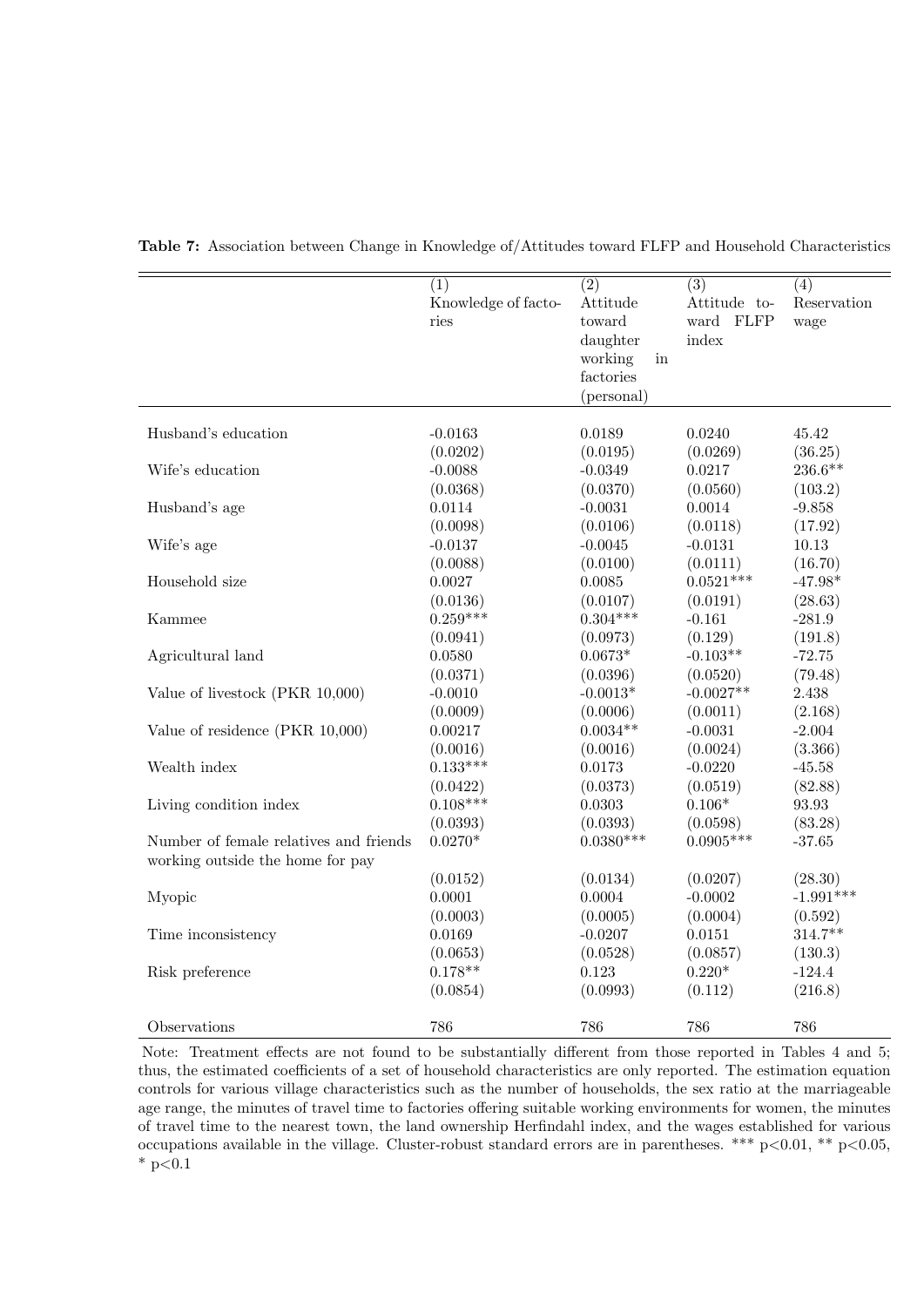**Table 7:** Association between Change in Knowledge of/Attitudes toward FLFP and Household Characteristics

| | (1) Knowledge of factories | (2) Attitude toward daughter working in factories (personal) | (3) Attitude toward FLFP index | (4) Reservation wage |
|---|---|---|---|---|
| Husband's education | -0.0163 | 0.0189 | 0.0240 | 45.42 |
| | (0.0202) | (0.0195) | (0.0269) | (36.25) |
| Wife's education | -0.0088 | -0.0349 | 0.0217 | 236.6** |
| | (0.0368) | (0.0370) | (0.0560) | (103.2) |
| Husband's age | 0.0114 | -0.0031 | 0.0014 | -9.858 |
| | (0.0098) | (0.0106) | (0.0118) | (17.92) |
| Wife's age | -0.0137 | -0.0045 | -0.0131 | 10.13 |
| | (0.0088) | (0.0100) | (0.0111) | (16.70) |
| Household size | 0.0027 | 0.0085 | 0.0521*** | -47.98* |
| | (0.0136) | (0.0107) | (0.0191) | (28.63) |
| Kammee | 0.259*** | 0.304*** | -0.161 | -281.9 |
| | (0.0941) | (0.0973) | (0.129) | (191.8) |
| Agricultural land | 0.0580 | 0.0673* | -0.103** | -72.75 |
| | (0.0371) | (0.0396) | (0.0520) | (79.48) |
| Value of livestock (PKR 10,000) | -0.0010 | -0.0013* | -0.0027** | 2.438 |
| | (0.0009) | (0.0006) | (0.0011) | (2.168) |
| Value of residence (PKR 10,000) | 0.00217 | 0.0034** | -0.0031 | -2.004 |
| | (0.0016) | (0.0016) | (0.0024) | (3.366) |
| Wealth index | 0.133*** | 0.0173 | -0.0220 | -45.58 |
| | (0.0422) | (0.0373) | (0.0519) | (82.88) |
| Living condition index | 0.108*** | 0.0303 | 0.106* | 93.93 |
| | (0.0393) | (0.0393) | (0.0598) | (83.28) |
| Number of female relatives and friends working outside the home for pay | 0.0270* | 0.0380*** | 0.0905*** | -37.65 |
| | (0.0152) | (0.0134) | (0.0207) | (28.30) |
| Myopic | 0.0001 | 0.0004 | -0.0002 | -1.991*** |
| | (0.0003) | (0.0005) | (0.0004) | (0.592) |
| Time inconsistency | 0.0169 | -0.0207 | 0.0151 | 314.7** |
| | (0.0653) | (0.0528) | (0.0857) | (130.3) |
| Risk preference | 0.178** | 0.123 | 0.220* | -124.4 |
| | (0.0854) | (0.0993) | (0.112) | (216.8) |
| Observations | 786 | 786 | 786 | 786 |

Note: Treatment effects are not found to be substantially different from those reported in Tables 4 and 5; thus, the estimated coefficients of a set of household characteristics are only reported. The estimation equation controls for various village characteristics such as the number of households, the sex ratio at the marriageable age range, the minutes of travel time to factories offering suitable working environments for women, the minutes of travel time to the nearest town, the land ownership Herfindahl index, and the wages established for various occupations available in the village. Cluster-robust standard errors are in parentheses. *** p<0.01, ** p<0.05, * p<0.1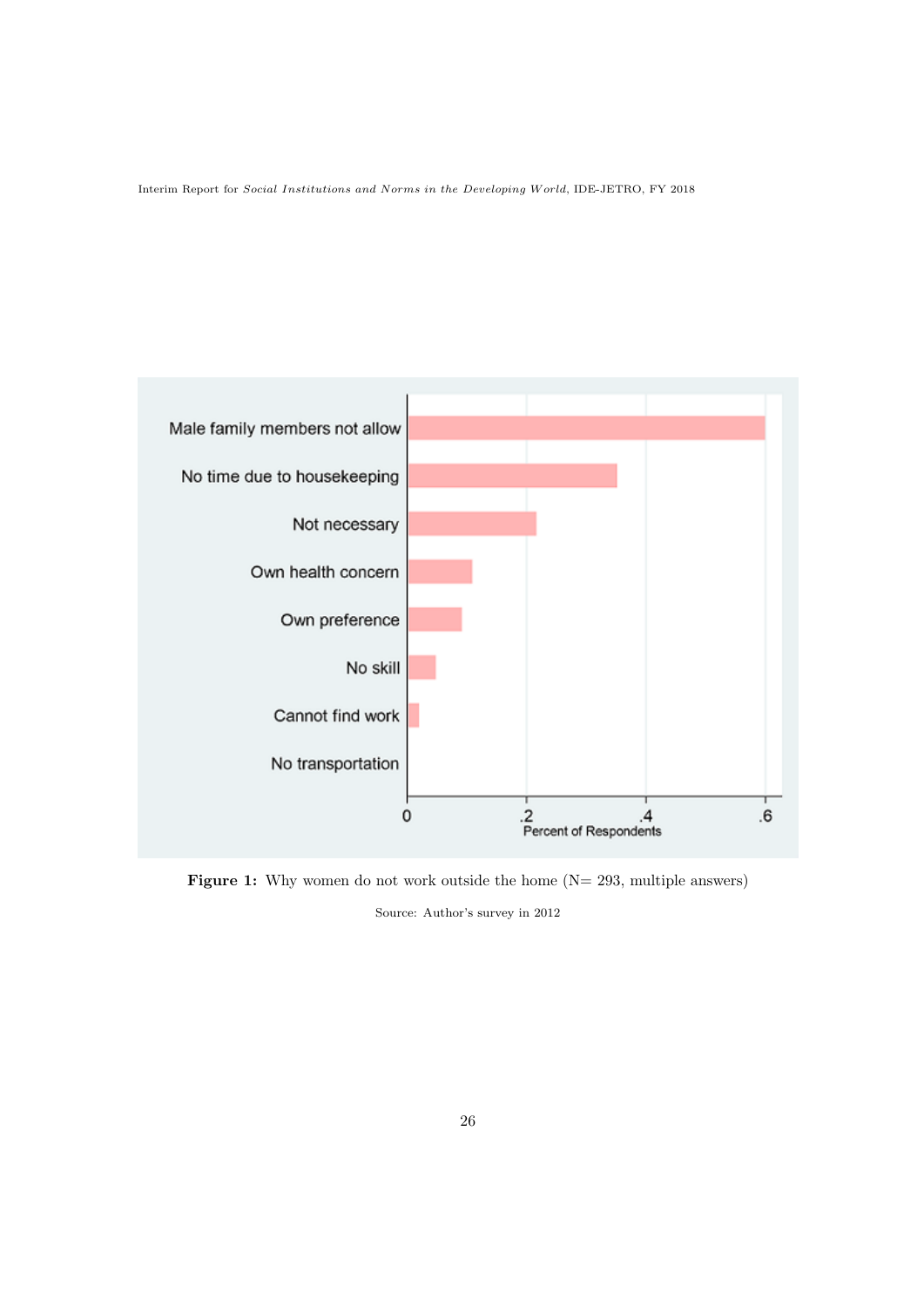**Figure 1:** Why women do not work outside the home (N= 293, multiple answers)

Source: Author's survey in 2012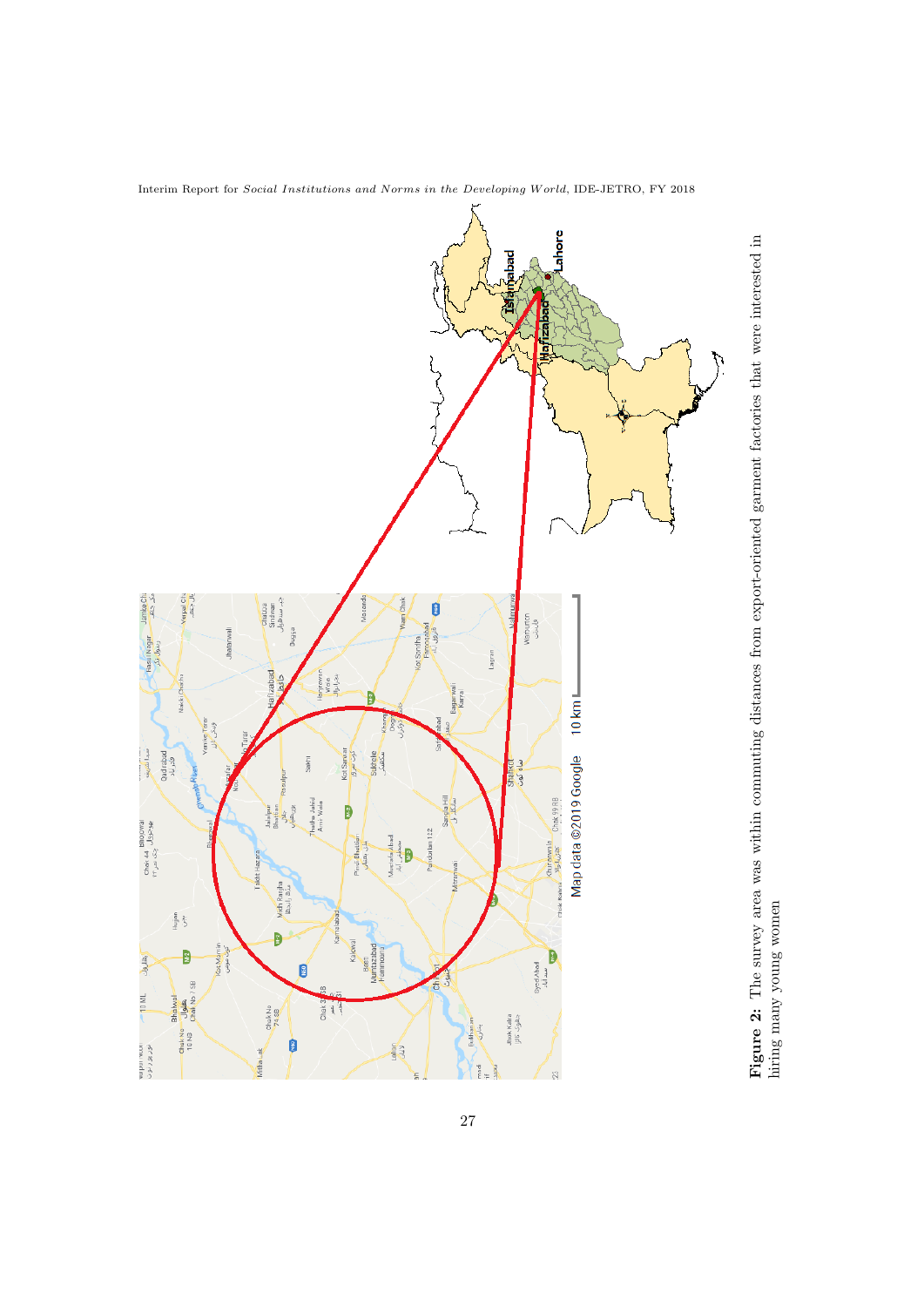**Figure 2:** The survey area was within commuting distances from export-oriented garment factories that were interested in hiring many young women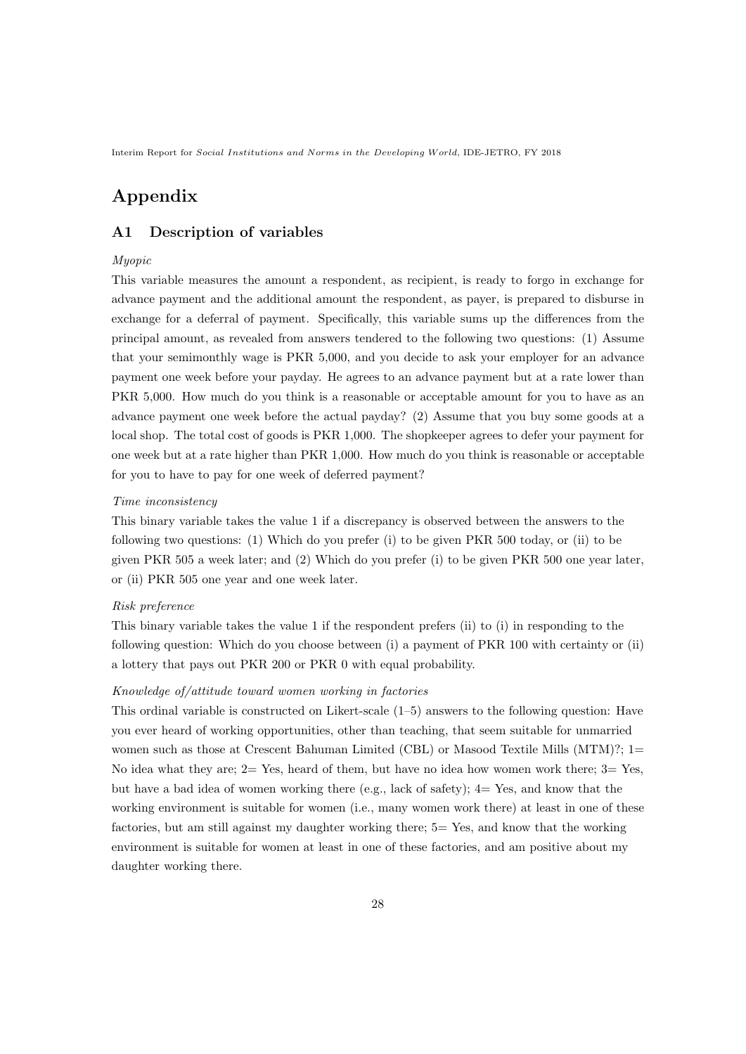# Appendix

## A1 Description of variables

*Myopic*

This variable measures the amount a respondent, as recipient, is ready to forgo in exchange for advance payment and the additional amount the respondent, as payer, is prepared to disburse in exchange for a deferral of payment. Specifically, this variable sums up the differences from the principal amount, as revealed from answers tendered to the following two questions: (1) Assume that your semimonthly wage is PKR 5,000, and you decide to ask your employer for an advance payment one week before your payday. He agrees to an advance payment but at a rate lower than PKR 5,000. How much do you think is a reasonable or acceptable amount for you to have as an advance payment one week before the actual payday? (2) Assume that you buy some goods at a local shop. The total cost of goods is PKR 1,000. The shopkeeper agrees to defer your payment for one week but at a rate higher than PKR 1,000. How much do you think is reasonable or acceptable for you to have to pay for one week of deferred payment?

*Time inconsistency*

This binary variable takes the value 1 if a discrepancy is observed between the answers to the following two questions: (1) Which do you prefer (i) to be given PKR 500 today, or (ii) to be given PKR 505 a week later; and (2) Which do you prefer (i) to be given PKR 500 one year later, or (ii) PKR 505 one year and one week later.

*Risk preference*

This binary variable takes the value 1 if the respondent prefers (ii) to (i) in responding to the following question: Which do you choose between (i) a payment of PKR 100 with certainty or (ii) a lottery that pays out PKR 200 or PKR 0 with equal probability.

*Knowledge of/attitude toward women working in factories*

This ordinal variable is constructed on Likert-scale (1–5) answers to the following question: Have you ever heard of working opportunities, other than teaching, that seem suitable for unmarried women such as those at Crescent Bahuman Limited (CBL) or Masood Textile Mills (MTM)?; 1= No idea what they are; 2= Yes, heard of them, but have no idea how women work there; 3= Yes, but have a bad idea of women working there (e.g., lack of safety); 4= Yes, and know that the working environment is suitable for women (i.e., many women work there) at least in one of these factories, but am still against my daughter working there; 5= Yes, and know that the working environment is suitable for women at least in one of these factories, and am positive about my daughter working there.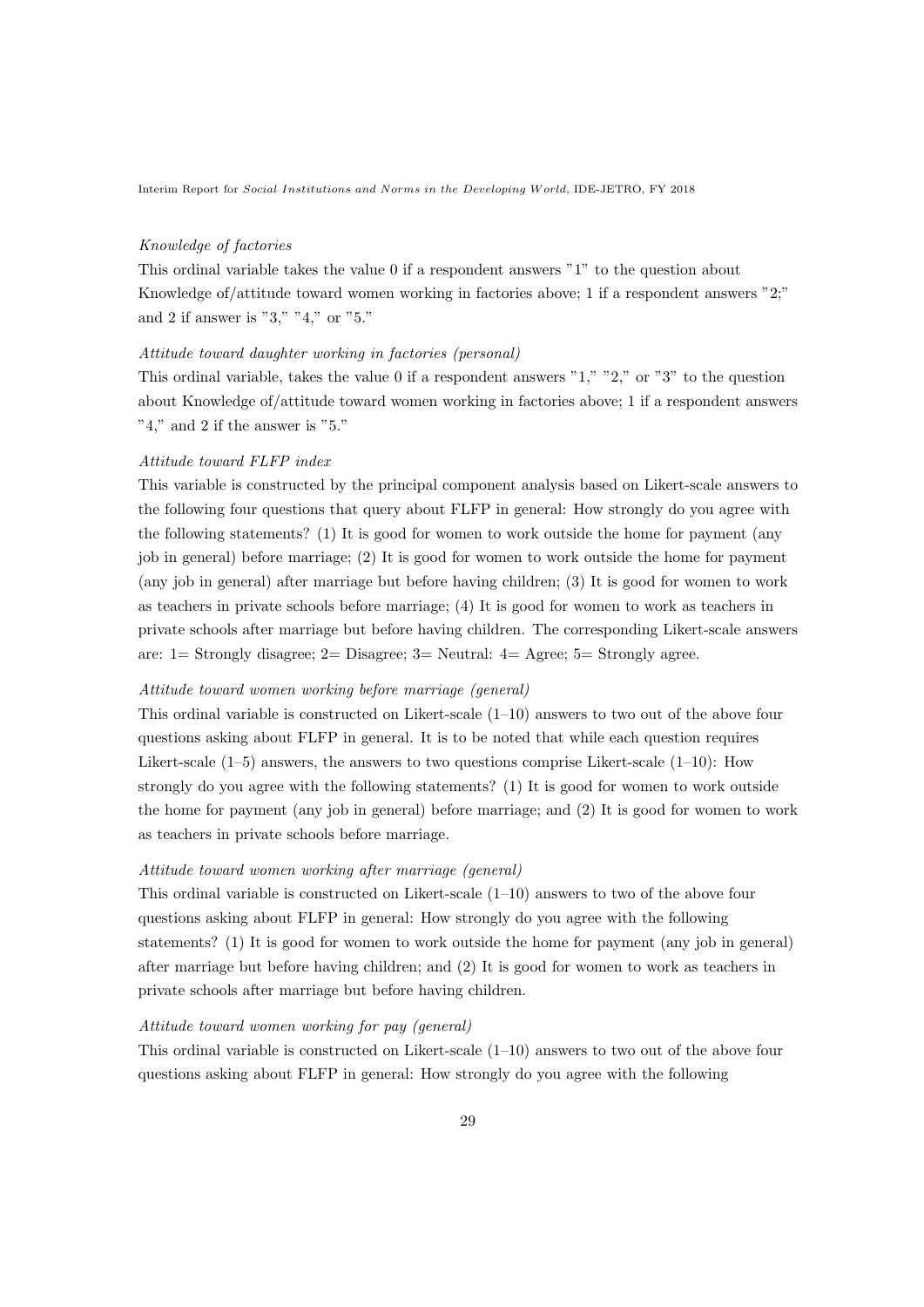*Knowledge of factories*

This ordinal variable takes the value 0 if a respondent answers "1" to the question about Knowledge of/attitude toward women working in factories above; 1 if a respondent answers "2;" and 2 if answer is "3," "4," or "5."

*Attitude toward daughter working in factories (personal)*

This ordinal variable, takes the value 0 if a respondent answers "1," "2," or "3" to the question about Knowledge of/attitude toward women working in factories above; 1 if a respondent answers "4," and 2 if the answer is "5."

*Attitude toward FLFP index*

This variable is constructed by the principal component analysis based on Likert-scale answers to the following four questions that query about FLFP in general: How strongly do you agree with the following statements? (1) It is good for women to work outside the home for payment (any job in general) before marriage; (2) It is good for women to work outside the home for payment (any job in general) after marriage but before having children; (3) It is good for women to work as teachers in private schools before marriage; (4) It is good for women to work as teachers in private schools after marriage but before having children. The corresponding Likert-scale answers are: 1= Strongly disagree; 2= Disagree; 3= Neutral: 4= Agree; 5= Strongly agree.

*Attitude toward women working before marriage (general)*

This ordinal variable is constructed on Likert-scale (1–10) answers to two out of the above four questions asking about FLFP in general. It is to be noted that while each question requires Likert-scale (1–5) answers, the answers to two questions comprise Likert-scale (1–10): How strongly do you agree with the following statements? (1) It is good for women to work outside the home for payment (any job in general) before marriage; and (2) It is good for women to work as teachers in private schools before marriage.

*Attitude toward women working after marriage (general)*

This ordinal variable is constructed on Likert-scale (1–10) answers to two of the above four questions asking about FLFP in general: How strongly do you agree with the following statements? (1) It is good for women to work outside the home for payment (any job in general) after marriage but before having children; and (2) It is good for women to work as teachers in private schools after marriage but before having children.

*Attitude toward women working for pay (general)*

This ordinal variable is constructed on Likert-scale (1–10) answers to two out of the above four questions asking about FLFP in general: How strongly do you agree with the following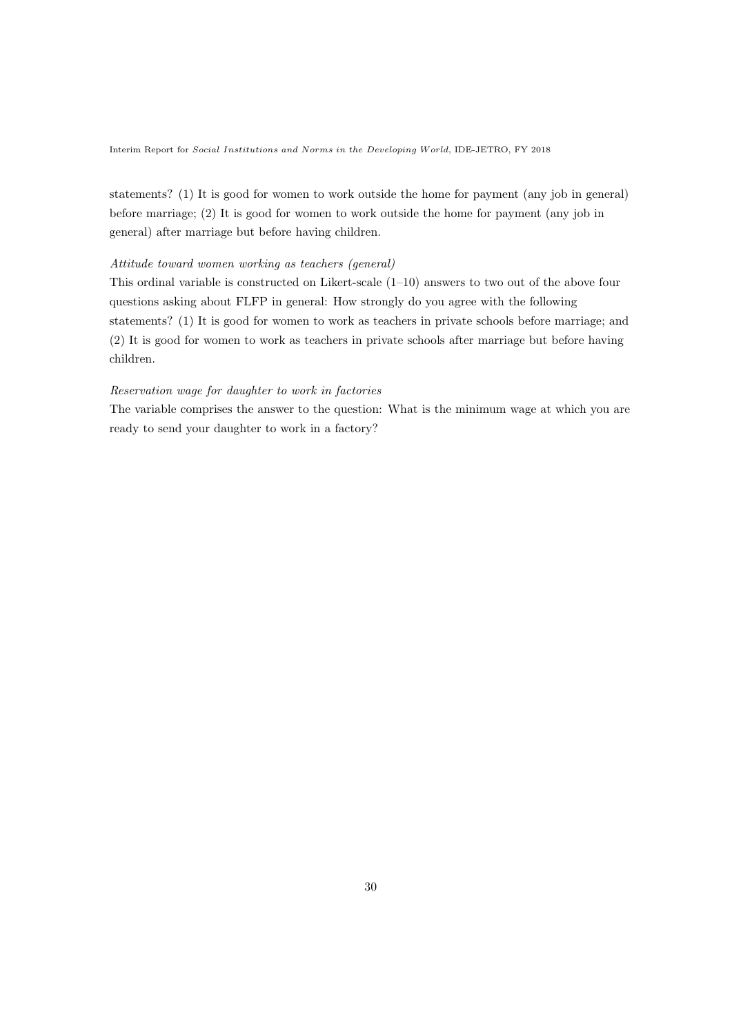statements? (1) It is good for women to work outside the home for payment (any job in general) before marriage; (2) It is good for women to work outside the home for payment (any job in general) after marriage but before having children.

*Attitude toward women working as teachers (general)*

This ordinal variable is constructed on Likert-scale (1–10) answers to two out of the above four questions asking about FLFP in general: How strongly do you agree with the following statements? (1) It is good for women to work as teachers in private schools before marriage; and (2) It is good for women to work as teachers in private schools after marriage but before having children.

*Reservation wage for daughter to work in factories*

The variable comprises the answer to the question: What is the minimum wage at which you are ready to send your daughter to work in a factory?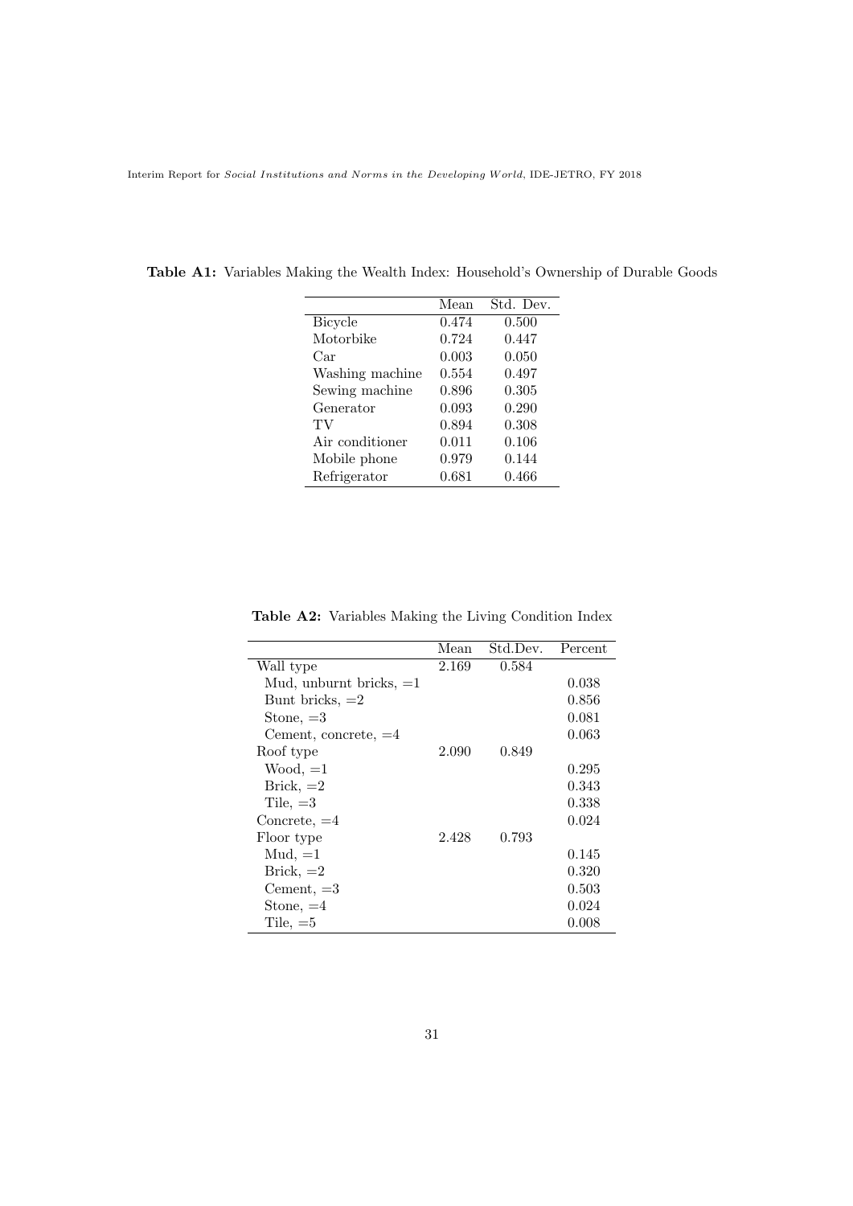**Table A1:** Variables Making the Wealth Index: Household's Ownership of Durable Goods

| | Mean | Std. Dev. |
|---|---|---|
| Bicycle | 0.474 | 0.500 |
| Motorbike | 0.724 | 0.447 |
| Car | 0.003 | 0.050 |
| Washing machine | 0.554 | 0.497 |
| Sewing machine | 0.896 | 0.305 |
| Generator | 0.093 | 0.290 |
| TV | 0.894 | 0.308 |
| Air conditioner | 0.011 | 0.106 |
| Mobile phone | 0.979 | 0.144 |
| Refrigerator | 0.681 | 0.466 |

**Table A2:** Variables Making the Living Condition Index

| | Mean | Std.Dev. | Percent |
|---|---|---|---|
| Wall type | 2.169 | 0.584 | |
| Mud, unburnt bricks, =1 | | | 0.038 |
| Bunt bricks, =2 | | | 0.856 |
| Stone, =3 | | | 0.081 |
| Cement, concrete, =4 | | | 0.063 |
| Roof type | 2.090 | 0.849 | |
| Wood, =1 | | | 0.295 |
| Brick, =2 | | | 0.343 |
| Tile, =3 | | | 0.338 |
| Concrete, =4 | | | 0.024 |
| Floor type | 2.428 | 0.793 | |
| Mud, =1 | | | 0.145 |
| Brick, =2 | | | 0.320 |
| Cement, =3 | | | 0.503 |
| Stone, =4 | | | 0.024 |
| Tile, =5 | | | 0.008 |